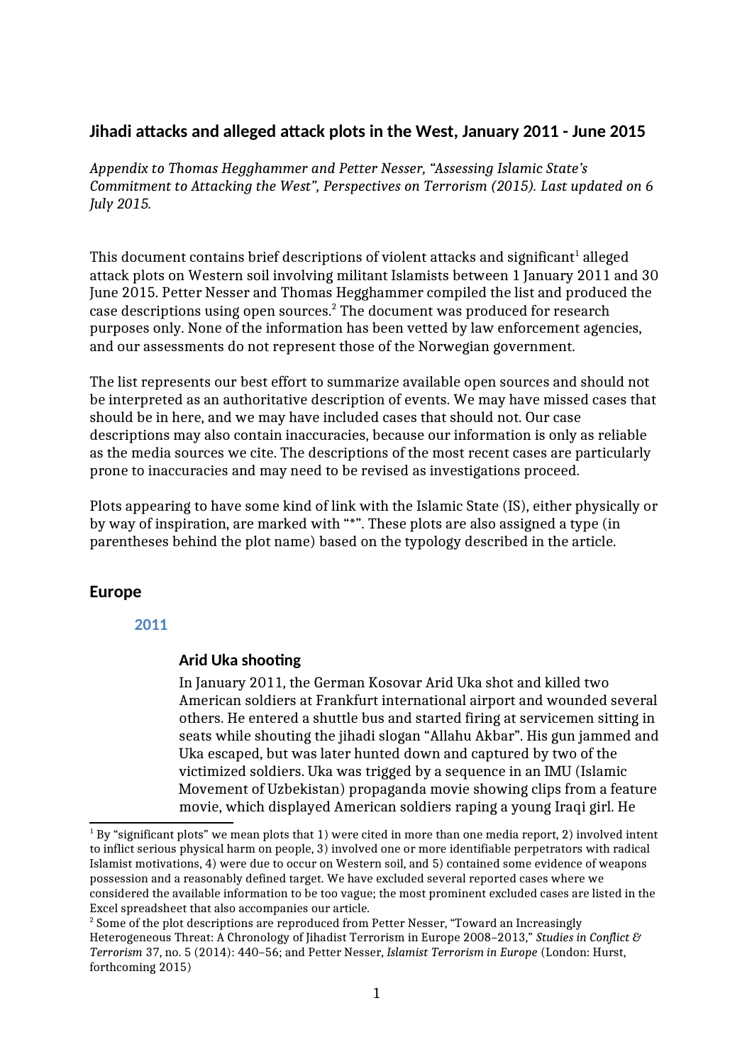## Jihadi attacks and alleged attack plots in the West, January 2011 - June 2015

*Appendix to Thomas Hegghammer and Petter Nesser, "Assessing Islamic State's Commitment to Attacking the West", Perspectives on Terrorism (2015). Last updated on 6 July 2015.*

This document contains brief descriptions of violent attacks and significant[1] alleged attack plots on Western soil involving militant Islamists between 1 January 2011 and 30 June 2015. Petter Nesser and Thomas Hegghammer compiled the list and produced the case descriptions using open sources.[2] The document was produced for research purposes only. None of the information has been vetted by law enforcement agencies, and our assessments do not represent those of the Norwegian government.

The list represents our best effort to summarize available open sources and should not be interpreted as an authoritative description of events. We may have missed cases that should be in here, and we may have included cases that should not. Our case descriptions may also contain inaccuracies, because our information is only as reliable as the media sources we cite. The descriptions of the most recent cases are particularly prone to inaccuracies and may need to be revised as investigations proceed.

Plots appearing to have some kind of link with the Islamic State (IS), either physically or by way of inspiration, are marked with "*". These plots are also assigned a type (in parentheses behind the plot name) based on the typology described in the article.

## Europe

### 2011

#### Arid Uka shooting

In January 2011, the German Kosovar Arid Uka shot and killed two American soldiers at Frankfurt international airport and wounded several others. He entered a shuttle bus and started firing at servicemen sitting in seats while shouting the jihadi slogan "Allahu Akbar". His gun jammed and Uka escaped, but was later hunted down and captured by two of the victimized soldiers. Uka was trigged by a sequence in an IMU (Islamic Movement of Uzbekistan) propaganda movie showing clips from a feature movie, which displayed American soldiers raping a young Iraqi girl. He

---

[1] By "significant plots" we mean plots that 1) were cited in more than one media report, 2) involved intent to inflict serious physical harm on people, 3) involved one or more identifiable perpetrators with radical Islamist motivations, 4) were due to occur on Western soil, and 5) contained some evidence of weapons possession and a reasonably defined target. We have excluded several reported cases where we considered the available information to be too vague; the most prominent excluded cases are listed in the Excel spreadsheet that also accompanies our article.

[2] Some of the plot descriptions are reproduced from Petter Nesser, "Toward an Increasingly Heterogeneous Threat: A Chronology of Jihadist Terrorism in Europe 2008–2013," *Studies in Conflict & Terrorism* 37, no. 5 (2014): 440–56; and Petter Nesser, *Islamist Terrorism in Europe* (London: Hurst, forthcoming 2015)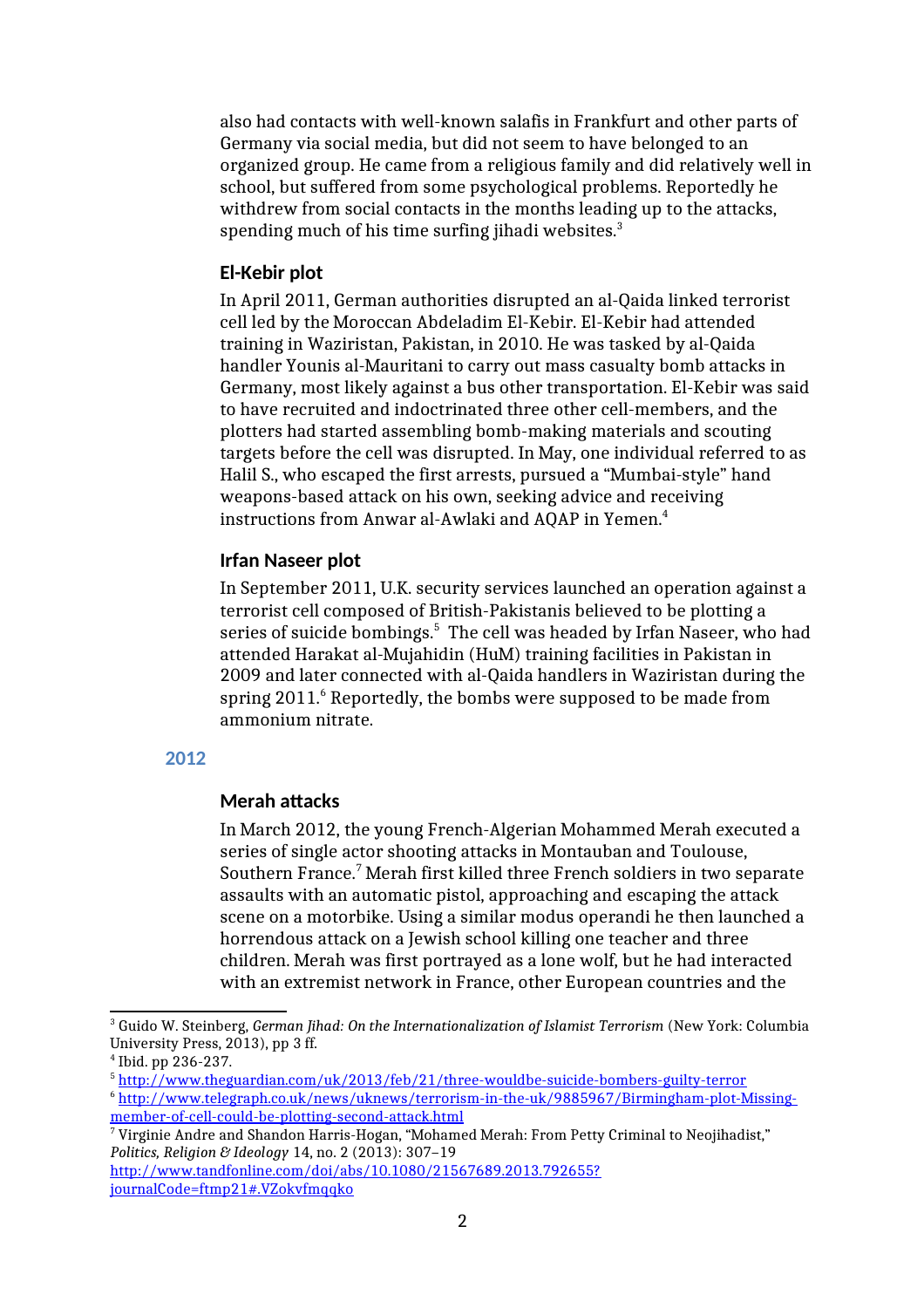also had contacts with well-known salafis in Frankfurt and other parts of Germany via social media, but did not seem to have belonged to an organized group. He came from a religious family and did relatively well in school, but suffered from some psychological problems. Reportedly he withdrew from social contacts in the months leading up to the attacks, spending much of his time surfing jihadi websites.[3]

### El-Kebir plot

In April 2011, German authorities disrupted an al-Qaida linked terrorist cell led by the Moroccan Abdeladim El-Kebir. El-Kebir had attended training in Waziristan, Pakistan, in 2010. He was tasked by al-Qaida handler Younis al-Mauritani to carry out mass casualty bomb attacks in Germany, most likely against a bus other transportation. El-Kebir was said to have recruited and indoctrinated three other cell-members, and the plotters had started assembling bomb-making materials and scouting targets before the cell was disrupted. In May, one individual referred to as Halil S., who escaped the first arrests, pursued a "Mumbai-style" hand weapons-based attack on his own, seeking advice and receiving instructions from Anwar al-Awlaki and AQAP in Yemen.[4]

### Irfan Naseer plot

In September 2011, U.K. security services launched an operation against a terrorist cell composed of British-Pakistanis believed to be plotting a series of suicide bombings.[5] The cell was headed by Irfan Naseer, who had attended Harakat al-Mujahidin (HuM) training facilities in Pakistan in 2009 and later connected with al-Qaida handlers in Waziristan during the spring 2011.[6] Reportedly, the bombs were supposed to be made from ammonium nitrate.

## 2012

### Merah attacks

In March 2012, the young French-Algerian Mohammed Merah executed a series of single actor shooting attacks in Montauban and Toulouse, Southern France.[7] Merah first killed three French soldiers in two separate assaults with an automatic pistol, approaching and escaping the attack scene on a motorbike. Using a similar modus operandi he then launched a horrendous attack on a Jewish school killing one teacher and three children. Merah was first portrayed as a lone wolf, but he had interacted with an extremist network in France, other European countries and the

---

[3] Guido W. Steinberg, *German Jihad: On the Internationalization of Islamist Terrorism* (New York: Columbia University Press, 2013), pp 3 ff.

[4] Ibid. pp 236-237.

[5] http://www.theguardian.com/uk/2013/feb/21/three-wouldbe-suicide-bombers-guilty-terror

[6] http://www.telegraph.co.uk/news/uknews/terrorism-in-the-uk/9885967/Birmingham-plot-Missing-member-of-cell-could-be-plotting-second-attack.html

[7] Virginie Andre and Shandon Harris-Hogan, "Mohamed Merah: From Petty Criminal to Neojihadist," *Politics, Religion & Ideology* 14, no. 2 (2013): 307–19 http://www.tandfonline.com/doi/abs/10.1080/21567689.2013.792655?journalCode=ftmp21#.VZokvfmqqko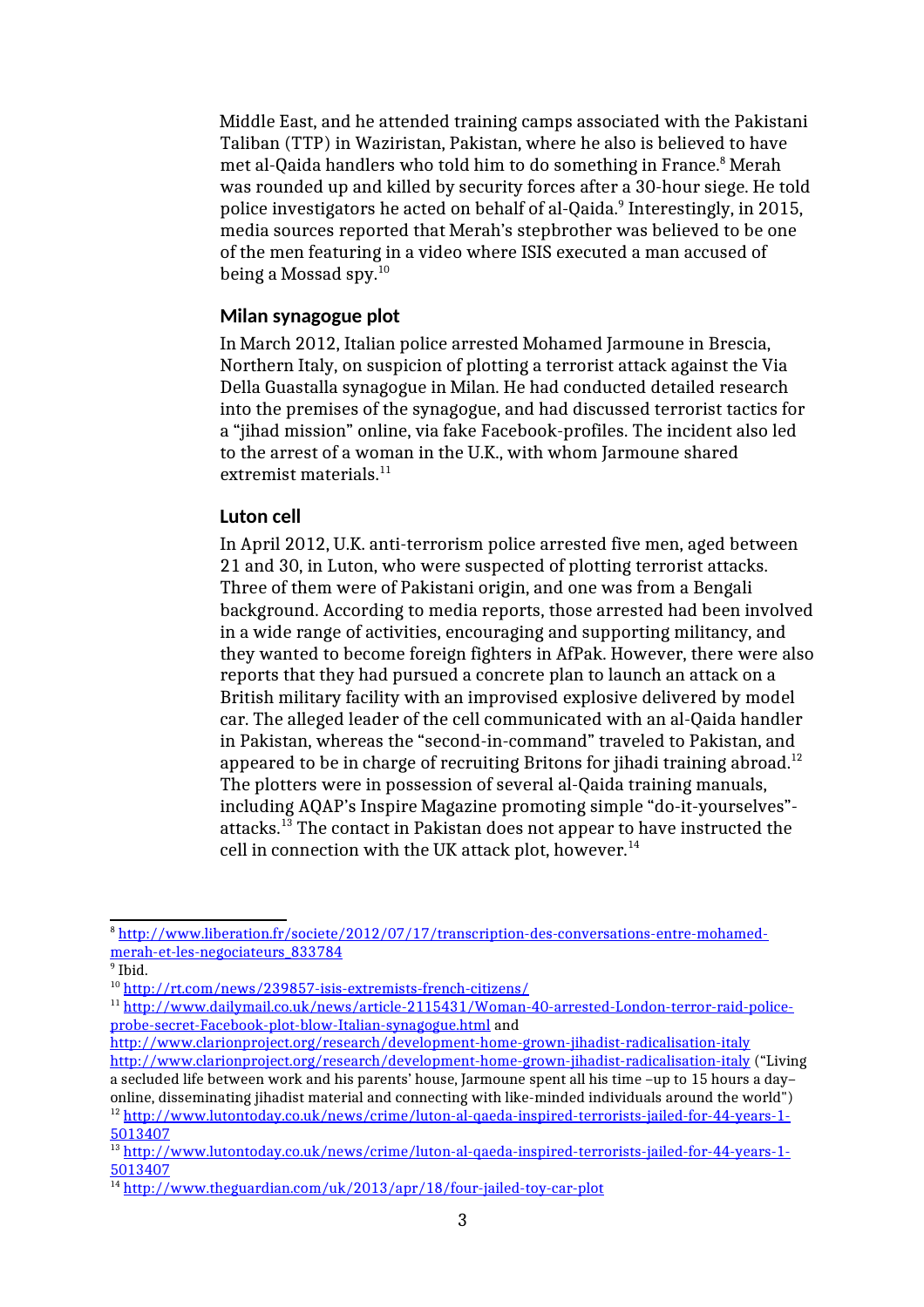Middle East, and he attended training camps associated with the Pakistani Taliban (TTP) in Waziristan, Pakistan, where he also is believed to have met al-Qaida handlers who told him to do something in France.[8] Merah was rounded up and killed by security forces after a 30-hour siege. He told police investigators he acted on behalf of al-Qaida.[9] Interestingly, in 2015, media sources reported that Merah's stepbrother was believed to be one of the men featuring in a video where ISIS executed a man accused of being a Mossad spy.[10]

### Milan synagogue plot

In March 2012, Italian police arrested Mohamed Jarmoune in Brescia, Northern Italy, on suspicion of plotting a terrorist attack against the Via Della Guastalla synagogue in Milan. He had conducted detailed research into the premises of the synagogue, and had discussed terrorist tactics for a "jihad mission" online, via fake Facebook-profiles. The incident also led to the arrest of a woman in the U.K., with whom Jarmoune shared extremist materials.[11]

### Luton cell

In April 2012, U.K. anti-terrorism police arrested five men, aged between 21 and 30, in Luton, who were suspected of plotting terrorist attacks. Three of them were of Pakistani origin, and one was from a Bengali background. According to media reports, those arrested had been involved in a wide range of activities, encouraging and supporting militancy, and they wanted to become foreign fighters in AfPak. However, there were also reports that they had pursued a concrete plan to launch an attack on a British military facility with an improvised explosive delivered by model car. The alleged leader of the cell communicated with an al-Qaida handler in Pakistan, whereas the "second-in-command" traveled to Pakistan, and appeared to be in charge of recruiting Britons for jihadi training abroad.[12] The plotters were in possession of several al-Qaida training manuals, including AQAP's Inspire Magazine promoting simple "do-it-yourselves"-attacks.[13] The contact in Pakistan does not appear to have instructed the cell in connection with the UK attack plot, however.[14]

---

[8] http://www.liberation.fr/societe/2012/07/17/transcription-des-conversations-entre-mohamed-merah-et-les-negociateurs_833784

[9] Ibid.

[10] http://rt.com/news/239857-isis-extremists-french-citizens/

[11] http://www.dailymail.co.uk/news/article-2115431/Woman-40-arrested-London-terror-raid-police-probe-secret-Facebook-plot-blow-Italian-synagogue.html and http://www.clarionproject.org/research/development-home-grown-jihadist-radicalisation-italy http://www.clarionproject.org/research/development-home-grown-jihadist-radicalisation-italy ("Living a secluded life between work and his parents' house, Jarmoune spent all his time –up to 15 hours a day– online, disseminating jihadist material and connecting with like-minded individuals around the world")

[12] http://www.lutontoday.co.uk/news/crime/luton-al-qaeda-inspired-terrorists-jailed-for-44-years-1-5013407

[13] http://www.lutontoday.co.uk/news/crime/luton-al-qaeda-inspired-terrorists-jailed-for-44-years-1-5013407

[14] http://www.theguardian.com/uk/2013/apr/18/four-jailed-toy-car-plot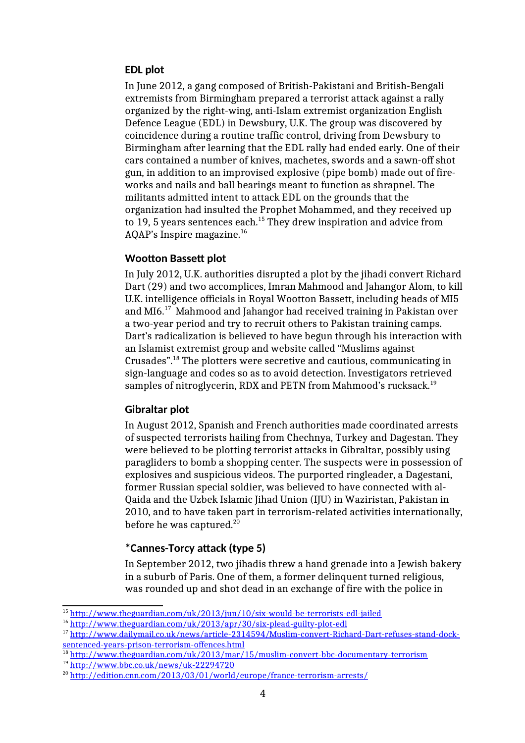### EDL plot

In June 2012, a gang composed of British-Pakistani and British-Bengali extremists from Birmingham prepared a terrorist attack against a rally organized by the right-wing, anti-Islam extremist organization English Defence League (EDL) in Dewsbury, U.K. The group was discovered by coincidence during a routine traffic control, driving from Dewsbury to Birmingham after learning that the EDL rally had ended early. One of their cars contained a number of knives, machetes, swords and a sawn-off shot gun, in addition to an improvised explosive (pipe bomb) made out of fire-works and nails and ball bearings meant to function as shrapnel. The militants admitted intent to attack EDL on the grounds that the organization had insulted the Prophet Mohammed, and they received up to 19, 5 years sentences each.[15] They drew inspiration and advice from AQAP's Inspire magazine.[16]

### Wootton Bassett plot

In July 2012, U.K. authorities disrupted a plot by the jihadi convert Richard Dart (29) and two accomplices, Imran Mahmood and Jahangor Alom, to kill U.K. intelligence officials in Royal Wootton Bassett, including heads of MI5 and MI6.[17] Mahmood and Jahangor had received training in Pakistan over a two-year period and try to recruit others to Pakistan training camps. Dart's radicalization is believed to have begun through his interaction with an Islamist extremist group and website called "Muslims against Crusades".[18] The plotters were secretive and cautious, communicating in sign-language and codes so as to avoid detection. Investigators retrieved samples of nitroglycerin, RDX and PETN from Mahmood's rucksack.[19]

### Gibraltar plot

In August 2012, Spanish and French authorities made coordinated arrests of suspected terrorists hailing from Chechnya, Turkey and Dagestan. They were believed to be plotting terrorist attacks in Gibraltar, possibly using paragliders to bomb a shopping center. The suspects were in possession of explosives and suspicious videos. The purported ringleader, a Dagestani, former Russian special soldier, was believed to have connected with al-Qaida and the Uzbek Islamic Jihad Union (IJU) in Waziristan, Pakistan in 2010, and to have taken part in terrorism-related activities internationally, before he was captured.[20]

### *Cannes-Torcy attack (type 5)

In September 2012, two jihadis threw a hand grenade into a Jewish bakery in a suburb of Paris. One of them, a former delinquent turned religious, was rounded up and shot dead in an exchange of fire with the police in

---

[15] http://www.theguardian.com/uk/2013/jun/10/six-would-be-terrorists-edl-jailed

[16] http://www.theguardian.com/uk/2013/apr/30/six-plead-guilty-plot-edl

[17] http://www.dailymail.co.uk/news/article-2314594/Muslim-convert-Richard-Dart-refuses-stand-dock-sentenced-years-prison-terrorism-offences.html

[18] http://www.theguardian.com/uk/2013/mar/15/muslim-convert-bbc-documentary-terrorism

[19] http://www.bbc.co.uk/news/uk-22294720

[20] http://edition.cnn.com/2013/03/01/world/europe/france-terrorism-arrests/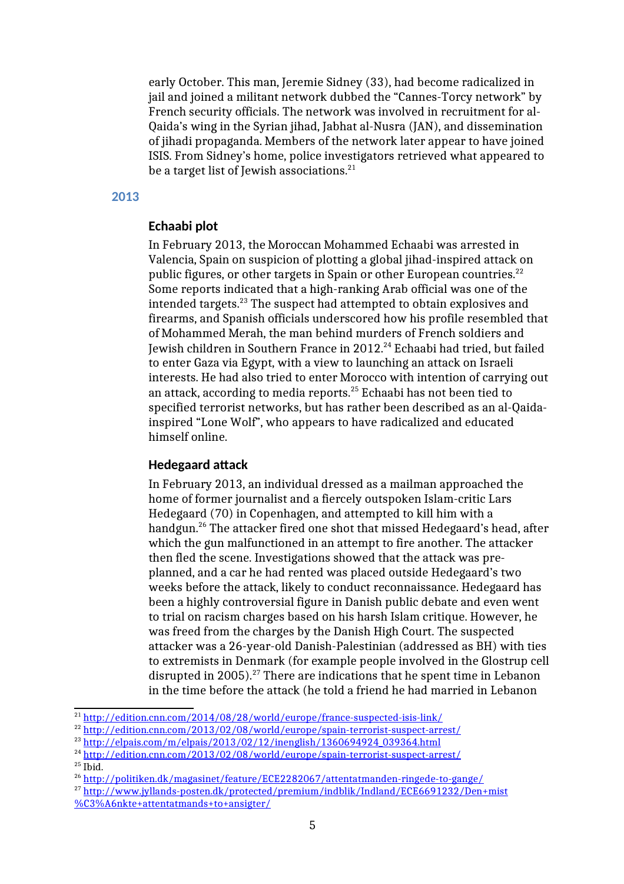early October. This man, Jeremie Sidney (33), had become radicalized in jail and joined a militant network dubbed the "Cannes-Torcy network" by French security officials. The network was involved in recruitment for al-Qaida's wing in the Syrian jihad, Jabhat al-Nusra (JAN), and dissemination of jihadi propaganda. Members of the network later appear to have joined ISIS. From Sidney's home, police investigators retrieved what appeared to be a target list of Jewish associations.[21]

## 2013

### Echaabi plot

In February 2013, the Moroccan Mohammed Echaabi was arrested in Valencia, Spain on suspicion of plotting a global jihad-inspired attack on public figures, or other targets in Spain or other European countries.[22] Some reports indicated that a high-ranking Arab official was one of the intended targets.[23] The suspect had attempted to obtain explosives and firearms, and Spanish officials underscored how his profile resembled that of Mohammed Merah, the man behind murders of French soldiers and Jewish children in Southern France in 2012.[24] Echaabi had tried, but failed to enter Gaza via Egypt, with a view to launching an attack on Israeli interests. He had also tried to enter Morocco with intention of carrying out an attack, according to media reports.[25] Echaabi has not been tied to specified terrorist networks, but has rather been described as an al-Qaida-inspired "Lone Wolf", who appears to have radicalized and educated himself online.

### Hedegaard attack

In February 2013, an individual dressed as a mailman approached the home of former journalist and a fiercely outspoken Islam-critic Lars Hedegaard (70) in Copenhagen, and attempted to kill him with a handgun.[26] The attacker fired one shot that missed Hedegaard's head, after which the gun malfunctioned in an attempt to fire another. The attacker then fled the scene. Investigations showed that the attack was pre-planned, and a car he had rented was placed outside Hedegaard's two weeks before the attack, likely to conduct reconnaissance. Hedegaard has been a highly controversial figure in Danish public debate and even went to trial on racism charges based on his harsh Islam critique. However, he was freed from the charges by the Danish High Court. The suspected attacker was a 26-year-old Danish-Palestinian (addressed as BH) with ties to extremists in Denmark (for example people involved in the Glostrup cell disrupted in 2005).[27] There are indications that he spent time in Lebanon in the time before the attack (he told a friend he had married in Lebanon

---

[21] http://edition.cnn.com/2014/08/28/world/europe/france-suspected-isis-link/

[22] http://edition.cnn.com/2013/02/08/world/europe/spain-terrorist-suspect-arrest/

[23] http://elpais.com/m/elpais/2013/02/12/inenglish/1360694924_039364.html

[24] http://edition.cnn.com/2013/02/08/world/europe/spain-terrorist-suspect-arrest/

[25] Ibid.

[26] http://politiken.dk/magasinet/feature/ECE2282067/attentatmanden-ringede-to-gange/

[27] http://www.jyllands-posten.dk/protected/premium/indblik/Indland/ECE6691232/Den+mist%C3%A6nkte+attentatmands+to+ansigter/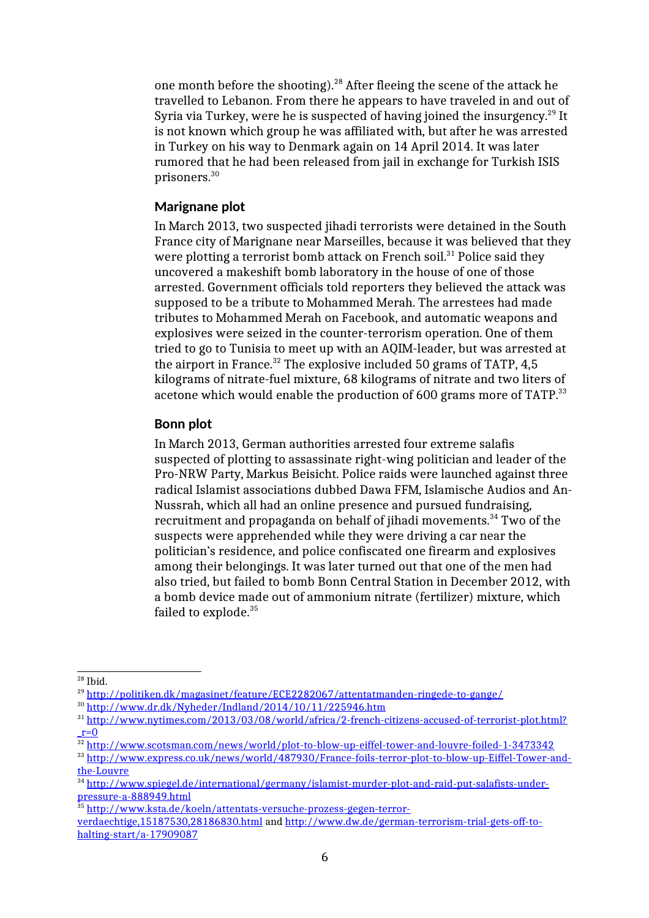one month before the shooting).[28] After fleeing the scene of the attack he travelled to Lebanon. From there he appears to have traveled in and out of Syria via Turkey, were he is suspected of having joined the insurgency.[29] It is not known which group he was affiliated with, but after he was arrested in Turkey on his way to Denmark again on 14 April 2014. It was later rumored that he had been released from jail in exchange for Turkish ISIS prisoners.[30]

### Marignane plot

In March 2013, two suspected jihadi terrorists were detained in the South France city of Marignane near Marseilles, because it was believed that they were plotting a terrorist bomb attack on French soil.[31] Police said they uncovered a makeshift bomb laboratory in the house of one of those arrested. Government officials told reporters they believed the attack was supposed to be a tribute to Mohammed Merah. The arrestees had made tributes to Mohammed Merah on Facebook, and automatic weapons and explosives were seized in the counter-terrorism operation. One of them tried to go to Tunisia to meet up with an AQIM-leader, but was arrested at the airport in France.[32] The explosive included 50 grams of TATP, 4,5 kilograms of nitrate-fuel mixture, 68 kilograms of nitrate and two liters of acetone which would enable the production of 600 grams more of TATP.[33]

### Bonn plot

In March 2013, German authorities arrested four extreme salafis suspected of plotting to assassinate right-wing politician and leader of the Pro-NRW Party, Markus Beisicht. Police raids were launched against three radical Islamist associations dubbed Dawa FFM, Islamische Audios and An-Nussrah, which all had an online presence and pursued fundraising, recruitment and propaganda on behalf of jihadi movements.[34] Two of the suspects were apprehended while they were driving a car near the politician's residence, and police confiscated one firearm and explosives among their belongings. It was later turned out that one of the men had also tried, but failed to bomb Bonn Central Station in December 2012, with a bomb device made out of ammonium nitrate (fertilizer) mixture, which failed to explode.[35]

---

[28] Ibid.

[29] http://politiken.dk/magasinet/feature/ECE2282067/attentatmanden-ringede-to-gange/

[30] http://www.dr.dk/Nyheder/Indland/2014/10/11/225946.htm

[31] http://www.nytimes.com/2013/03/08/world/africa/2-french-citizens-accused-of-terrorist-plot.html?_r=0

[32] http://www.scotsman.com/news/world/plot-to-blow-up-eiffel-tower-and-louvre-foiled-1-3473342

[33] http://www.express.co.uk/news/world/487930/France-foils-terror-plot-to-blow-up-Eiffel-Tower-and-the-Louvre

[34] http://www.spiegel.de/international/germany/islamist-murder-plot-and-raid-put-salafists-under-pressure-a-888949.html

[35] http://www.ksta.de/koeln/attentats-versuche-prozess-gegen-terror-verdaechtige,15187530,28186830.html and http://www.dw.de/german-terrorism-trial-gets-off-to-halting-start/a-17909087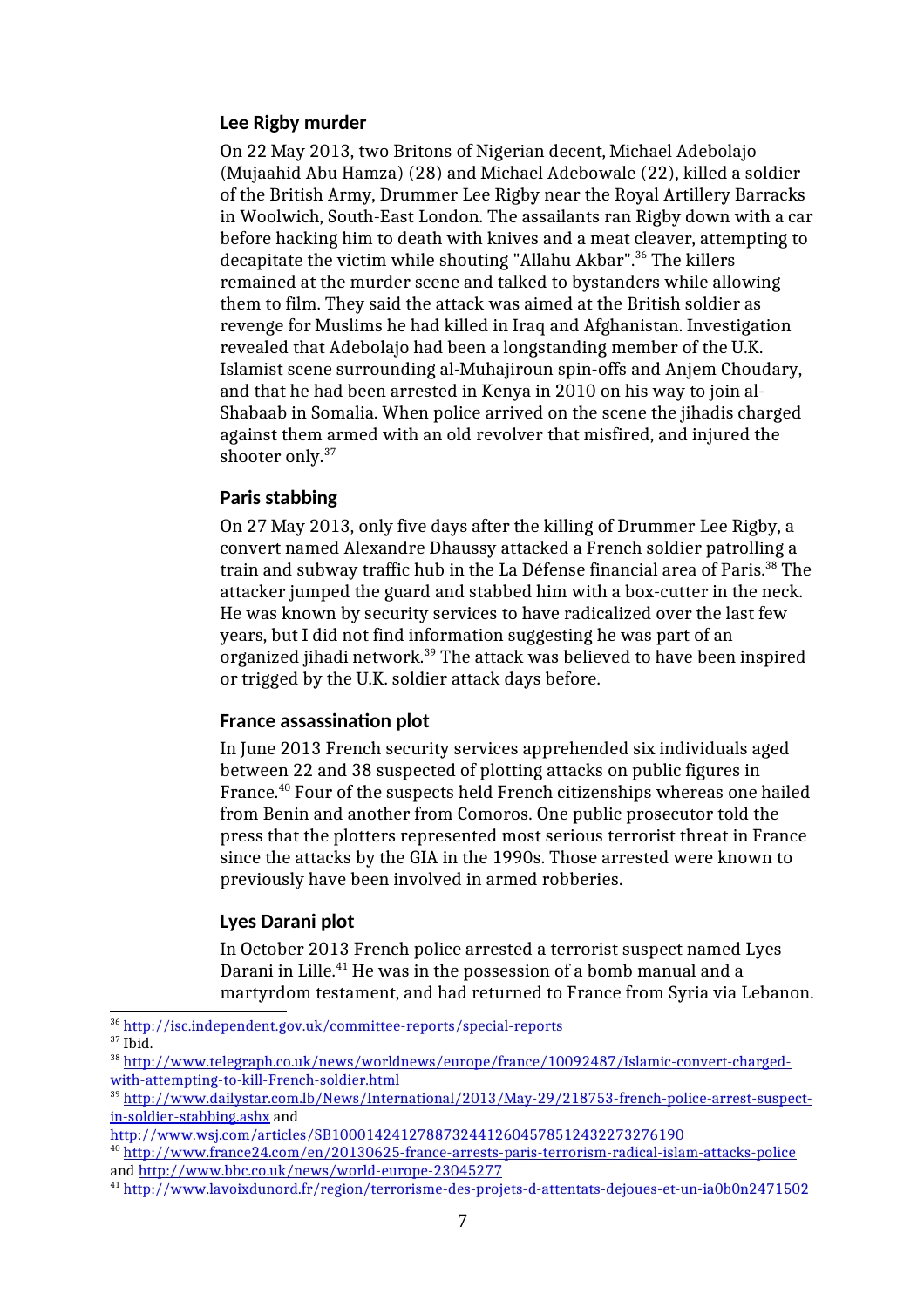### Lee Rigby murder

On 22 May 2013, two Britons of Nigerian decent, Michael Adebolajo (Mujaahid Abu Hamza) (28) and Michael Adebowale (22), killed a soldier of the British Army, Drummer Lee Rigby near the Royal Artillery Barracks in Woolwich, South-East London. The assailants ran Rigby down with a car before hacking him to death with knives and a meat cleaver, attempting to decapitate the victim while shouting "Allahu Akbar".[36] The killers remained at the murder scene and talked to bystanders while allowing them to film. They said the attack was aimed at the British soldier as revenge for Muslims he had killed in Iraq and Afghanistan. Investigation revealed that Adebolajo had been a longstanding member of the U.K. Islamist scene surrounding al-Muhajiroun spin-offs and Anjem Choudary, and that he had been arrested in Kenya in 2010 on his way to join al-Shabaab in Somalia. When police arrived on the scene the jihadis charged against them armed with an old revolver that misfired, and injured the shooter only.[37]

### Paris stabbing

On 27 May 2013, only five days after the killing of Drummer Lee Rigby, a convert named Alexandre Dhaussy attacked a French soldier patrolling a train and subway traffic hub in the La Défense financial area of Paris.[38] The attacker jumped the guard and stabbed him with a box-cutter in the neck. He was known by security services to have radicalized over the last few years, but I did not find information suggesting he was part of an organized jihadi network.[39] The attack was believed to have been inspired or trigged by the U.K. soldier attack days before.

### France assassination plot

In June 2013 French security services apprehended six individuals aged between 22 and 38 suspected of plotting attacks on public figures in France.[40] Four of the suspects held French citizenships whereas one hailed from Benin and another from Comoros. One public prosecutor told the press that the plotters represented most serious terrorist threat in France since the attacks by the GIA in the 1990s. Those arrested were known to previously have been involved in armed robberies.

### Lyes Darani plot

In October 2013 French police arrested a terrorist suspect named Lyes Darani in Lille.[41] He was in the possession of a bomb manual and a martyrdom testament, and had returned to France from Syria via Lebanon.

---

[36] http://isc.independent.gov.uk/committee-reports/special-reports

[37] Ibid.

[38] http://www.telegraph.co.uk/news/worldnews/europe/france/10092487/Islamic-convert-charged-with-attempting-to-kill-French-soldier.html

[39] http://www.dailystar.com.lb/News/International/2013/May-29/218753-french-police-arrest-suspect-in-soldier-stabbing.ashx and http://www.wsj.com/articles/SB10001424127887324412604578512432273276190

[40] http://www.france24.com/en/20130625-france-arrests-paris-terrorism-radical-islam-attacks-police and http://www.bbc.co.uk/news/world-europe-23045277

[41] http://www.lavoixdunord.fr/region/terrorisme-des-projets-d-attentats-dejoues-et-un-ia0b0n2471502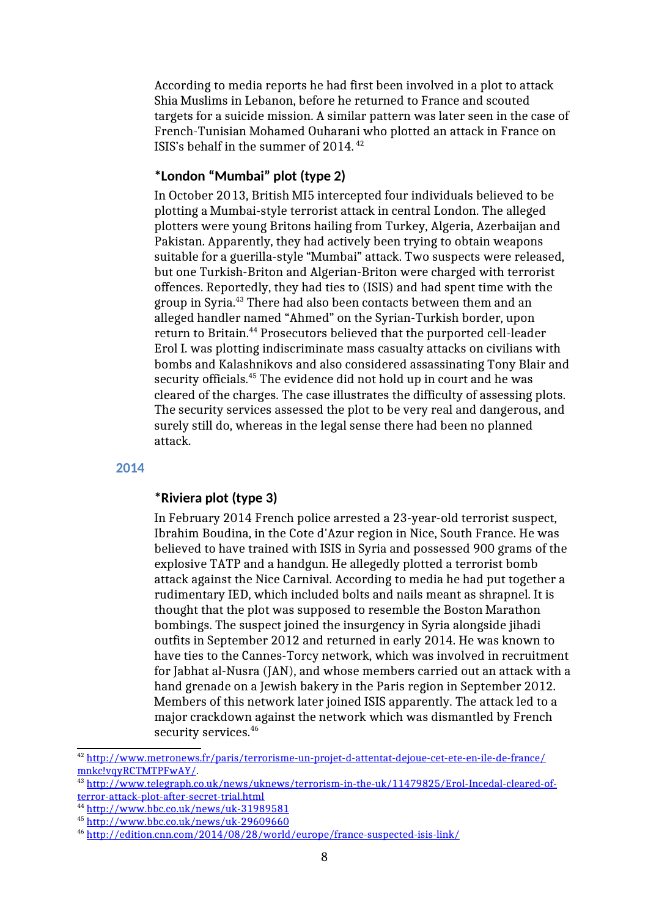According to media reports he had first been involved in a plot to attack Shia Muslims in Lebanon, before he returned to France and scouted targets for a suicide mission. A similar pattern was later seen in the case of French-Tunisian Mohamed Ouharani who plotted an attack in France on ISIS's behalf in the summer of 2014. [42]

### *London "Mumbai" plot (type 2)

In October 2013, British MI5 intercepted four individuals believed to be plotting a Mumbai-style terrorist attack in central London. The alleged plotters were young Britons hailing from Turkey, Algeria, Azerbaijan and Pakistan. Apparently, they had actively been trying to obtain weapons suitable for a guerilla-style "Mumbai" attack. Two suspects were released, but one Turkish-Briton and Algerian-Briton were charged with terrorist offences. Reportedly, they had ties to (ISIS) and had spent time with the group in Syria.[43] There had also been contacts between them and an alleged handler named "Ahmed" on the Syrian-Turkish border, upon return to Britain.[44] Prosecutors believed that the purported cell-leader Erol I. was plotting indiscriminate mass casualty attacks on civilians with bombs and Kalashnikovs and also considered assassinating Tony Blair and security officials.[45] The evidence did not hold up in court and he was cleared of the charges. The case illustrates the difficulty of assessing plots. The security services assessed the plot to be very real and dangerous, and surely still do, whereas in the legal sense there had been no planned attack.

## 2014

### *Riviera plot (type 3)

In February 2014 French police arrested a 23-year-old terrorist suspect, Ibrahim Boudina, in the Cote d'Azur region in Nice, South France. He was believed to have trained with ISIS in Syria and possessed 900 grams of the explosive TATP and a handgun. He allegedly plotted a terrorist bomb attack against the Nice Carnival. According to media he had put together a rudimentary IED, which included bolts and nails meant as shrapnel. It is thought that the plot was supposed to resemble the Boston Marathon bombings. The suspect joined the insurgency in Syria alongside jihadi outfits in September 2012 and returned in early 2014. He was known to have ties to the Cannes-Torcy network, which was involved in recruitment for Jabhat al-Nusra (JAN), and whose members carried out an attack with a hand grenade on a Jewish bakery in the Paris region in September 2012. Members of this network later joined ISIS apparently. The attack led to a major crackdown against the network which was dismantled by French security services.[46]

---

[42] http://www.metronews.fr/paris/terrorisme-un-projet-d-attentat-dejoue-cet-ete-en-ile-de-france/mnkc!vqyRCTMTPFwAY/.

[43] http://www.telegraph.co.uk/news/uknews/terrorism-in-the-uk/11479825/Erol-Incedal-cleared-of-terror-attack-plot-after-secret-trial.html

[44] http://www.bbc.co.uk/news/uk-31989581

[45] http://www.bbc.co.uk/news/uk-29609660

[46] http://edition.cnn.com/2014/08/28/world/europe/france-suspected-isis-link/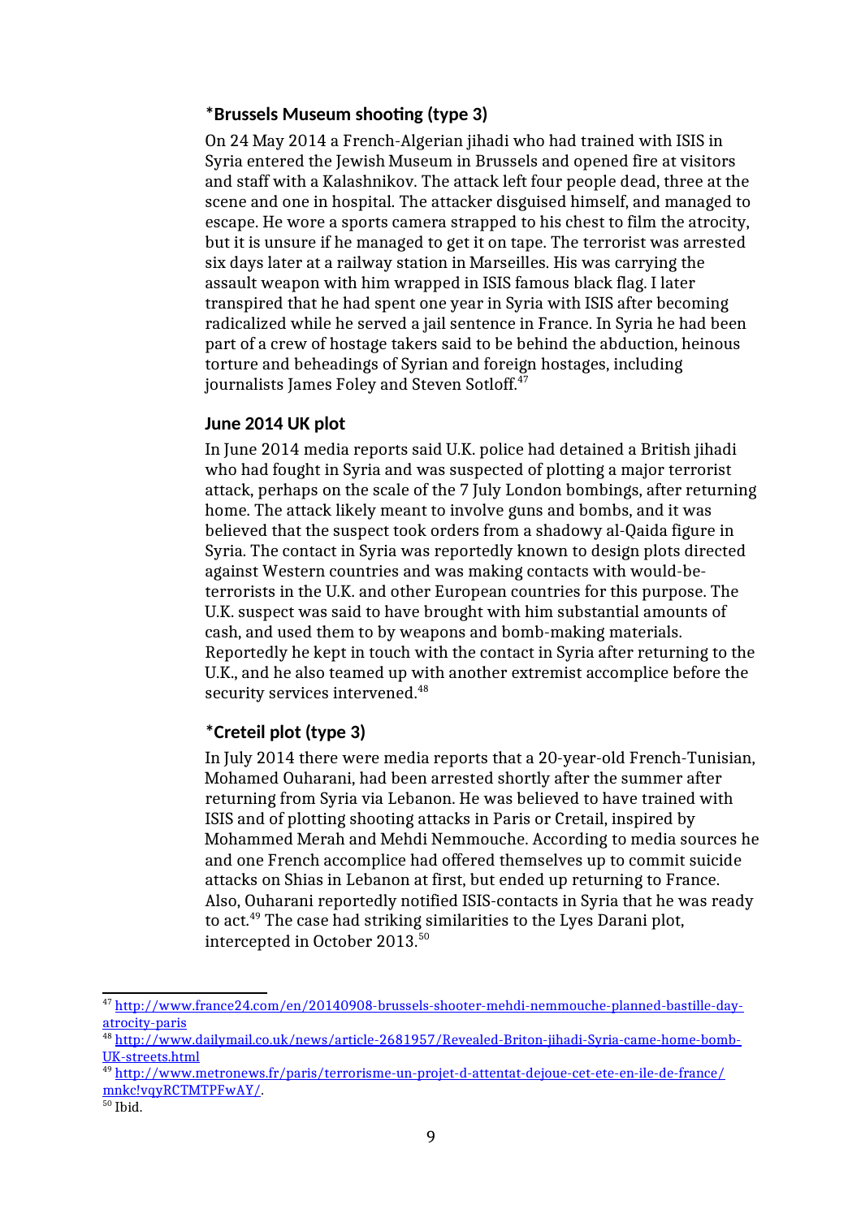### *Brussels Museum shooting (type 3)

On 24 May 2014 a French-Algerian jihadi who had trained with ISIS in Syria entered the Jewish Museum in Brussels and opened fire at visitors and staff with a Kalashnikov. The attack left four people dead, three at the scene and one in hospital. The attacker disguised himself, and managed to escape. He wore a sports camera strapped to his chest to film the atrocity, but it is unsure if he managed to get it on tape. The terrorist was arrested six days later at a railway station in Marseilles. His was carrying the assault weapon with him wrapped in ISIS famous black flag. I later transpired that he had spent one year in Syria with ISIS after becoming radicalized while he served a jail sentence in France. In Syria he had been part of a crew of hostage takers said to be behind the abduction, heinous torture and beheadings of Syrian and foreign hostages, including journalists James Foley and Steven Sotloff.[47]

### June 2014 UK plot

In June 2014 media reports said U.K. police had detained a British jihadi who had fought in Syria and was suspected of plotting a major terrorist attack, perhaps on the scale of the 7 July London bombings, after returning home. The attack likely meant to involve guns and bombs, and it was believed that the suspect took orders from a shadowy al-Qaida figure in Syria. The contact in Syria was reportedly known to design plots directed against Western countries and was making contacts with would-be-terrorists in the U.K. and other European countries for this purpose. The U.K. suspect was said to have brought with him substantial amounts of cash, and used them to by weapons and bomb-making materials. Reportedly he kept in touch with the contact in Syria after returning to the U.K., and he also teamed up with another extremist accomplice before the security services intervened.[48]

### *Creteil plot (type 3)

In July 2014 there were media reports that a 20-year-old French-Tunisian, Mohamed Ouharani, had been arrested shortly after the summer after returning from Syria via Lebanon. He was believed to have trained with ISIS and of plotting shooting attacks in Paris or Cretail, inspired by Mohammed Merah and Mehdi Nemmouche. According to media sources he and one French accomplice had offered themselves up to commit suicide attacks on Shias in Lebanon at first, but ended up returning to France. Also, Ouharani reportedly notified ISIS-contacts in Syria that he was ready to act.[49] The case had striking similarities to the Lyes Darani plot, intercepted in October 2013.[50]

---

[47] http://www.france24.com/en/20140908-brussels-shooter-mehdi-nemmouche-planned-bastille-day-atrocity-paris

[48] http://www.dailymail.co.uk/news/article-2681957/Revealed-Briton-jihadi-Syria-came-home-bomb-UK-streets.html

[49] http://www.metronews.fr/paris/terrorisme-un-projet-d-attentat-dejoue-cet-ete-en-ile-de-france/mnkc!vqyRCTMTPFwAY/.

[50] Ibid.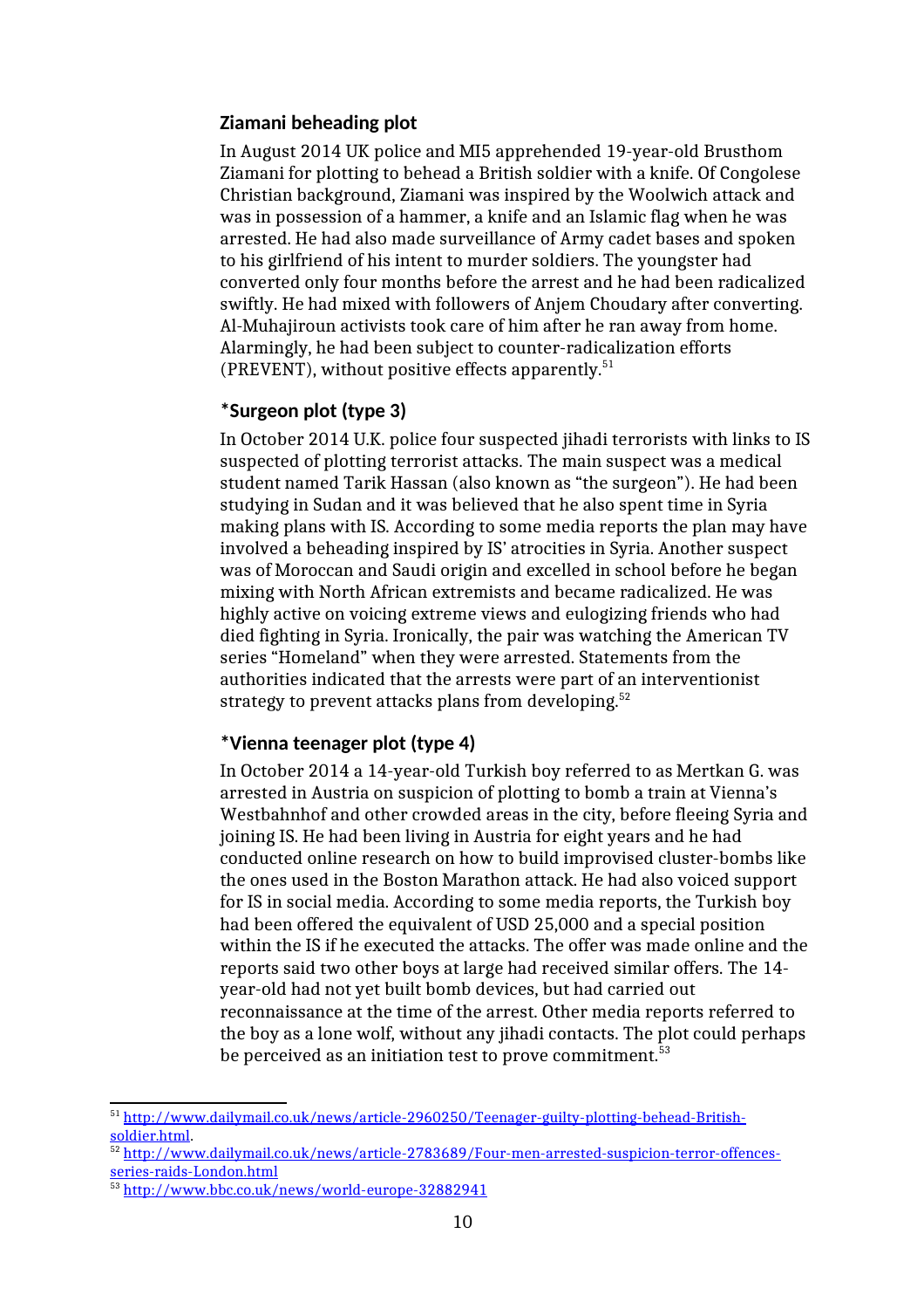### Ziamani beheading plot

In August 2014 UK police and MI5 apprehended 19-year-old Brusthom Ziamani for plotting to behead a British soldier with a knife. Of Congolese Christian background, Ziamani was inspired by the Woolwich attack and was in possession of a hammer, a knife and an Islamic flag when he was arrested. He had also made surveillance of Army cadet bases and spoken to his girlfriend of his intent to murder soldiers. The youngster had converted only four months before the arrest and he had been radicalized swiftly. He had mixed with followers of Anjem Choudary after converting. Al-Muhajiroun activists took care of him after he ran away from home. Alarmingly, he had been subject to counter-radicalization efforts (PREVENT), without positive effects apparently.[51]

### *Surgeon plot (type 3)

In October 2014 U.K. police four suspected jihadi terrorists with links to IS suspected of plotting terrorist attacks. The main suspect was a medical student named Tarik Hassan (also known as "the surgeon"). He had been studying in Sudan and it was believed that he also spent time in Syria making plans with IS. According to some media reports the plan may have involved a beheading inspired by IS' atrocities in Syria. Another suspect was of Moroccan and Saudi origin and excelled in school before he began mixing with North African extremists and became radicalized. He was highly active on voicing extreme views and eulogizing friends who had died fighting in Syria. Ironically, the pair was watching the American TV series "Homeland" when they were arrested. Statements from the authorities indicated that the arrests were part of an interventionist strategy to prevent attacks plans from developing.[52]

### *Vienna teenager plot (type 4)

In October 2014 a 14-year-old Turkish boy referred to as Mertkan G. was arrested in Austria on suspicion of plotting to bomb a train at Vienna's Westbahnhof and other crowded areas in the city, before fleeing Syria and joining IS. He had been living in Austria for eight years and he had conducted online research on how to build improvised cluster-bombs like the ones used in the Boston Marathon attack. He had also voiced support for IS in social media. According to some media reports, the Turkish boy had been offered the equivalent of USD 25,000 and a special position within the IS if he executed the attacks. The offer was made online and the reports said two other boys at large had received similar offers. The 14-year-old had not yet built bomb devices, but had carried out reconnaissance at the time of the arrest. Other media reports referred to the boy as a lone wolf, without any jihadi contacts. The plot could perhaps be perceived as an initiation test to prove commitment.[53]

---

[51] http://www.dailymail.co.uk/news/article-2960250/Teenager-guilty-plotting-behead-British-soldier.html.

[52] http://www.dailymail.co.uk/news/article-2783689/Four-men-arrested-suspicion-terror-offences-series-raids-London.html

[53] http://www.bbc.co.uk/news/world-europe-32882941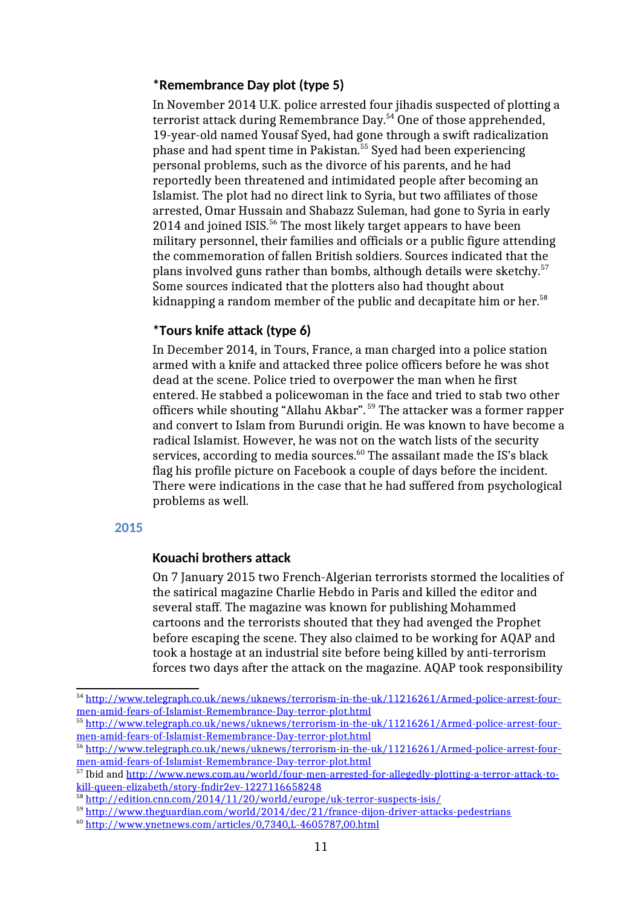### *Remembrance Day plot (type 5)

In November 2014 U.K. police arrested four jihadis suspected of plotting a terrorist attack during Remembrance Day.[54] One of those apprehended, 19-year-old named Yousaf Syed, had gone through a swift radicalization phase and had spent time in Pakistan.[55] Syed had been experiencing personal problems, such as the divorce of his parents, and he had reportedly been threatened and intimidated people after becoming an Islamist. The plot had no direct link to Syria, but two affiliates of those arrested, Omar Hussain and Shabazz Suleman, had gone to Syria in early 2014 and joined ISIS.[56] The most likely target appears to have been military personnel, their families and officials or a public figure attending the commemoration of fallen British soldiers. Sources indicated that the plans involved guns rather than bombs, although details were sketchy.[57] Some sources indicated that the plotters also had thought about kidnapping a random member of the public and decapitate him or her.[58]

### *Tours knife attack (type 6)

In December 2014, in Tours, France, a man charged into a police station armed with a knife and attacked three police officers before he was shot dead at the scene. Police tried to overpower the man when he first entered. He stabbed a policewoman in the face and tried to stab two other officers while shouting "Allahu Akbar".[59] The attacker was a former rapper and convert to Islam from Burundi origin. He was known to have become a radical Islamist. However, he was not on the watch lists of the security services, according to media sources.[60] The assailant made the IS's black flag his profile picture on Facebook a couple of days before the incident. There were indications in the case that he had suffered from psychological problems as well.

## 2015

### Kouachi brothers attack

On 7 January 2015 two French-Algerian terrorists stormed the localities of the satirical magazine Charlie Hebdo in Paris and killed the editor and several staff. The magazine was known for publishing Mohammed cartoons and the terrorists shouted that they had avenged the Prophet before escaping the scene. They also claimed to be working for AQAP and took a hostage at an industrial site before being killed by anti-terrorism forces two days after the attack on the magazine. AQAP took responsibility

---

[54] http://www.telegraph.co.uk/news/uknews/terrorism-in-the-uk/11216261/Armed-police-arrest-four-men-amid-fears-of-Islamist-Remembrance-Day-terror-plot.html

[55] http://www.telegraph.co.uk/news/uknews/terrorism-in-the-uk/11216261/Armed-police-arrest-four-men-amid-fears-of-Islamist-Remembrance-Day-terror-plot.html

[56] http://www.telegraph.co.uk/news/uknews/terrorism-in-the-uk/11216261/Armed-police-arrest-four-men-amid-fears-of-Islamist-Remembrance-Day-terror-plot.html

[57] Ibid and http://www.news.com.au/world/four-men-arrested-for-allegedly-plotting-a-terror-attack-to-kill-queen-elizabeth/story-fndir2ev-1227116658248

[58] http://edition.cnn.com/2014/11/20/world/europe/uk-terror-suspects-isis/

[59] http://www.theguardian.com/world/2014/dec/21/france-dijon-driver-attacks-pedestrians

[60] http://www.ynetnews.com/articles/0,7340,L-4605787,00.html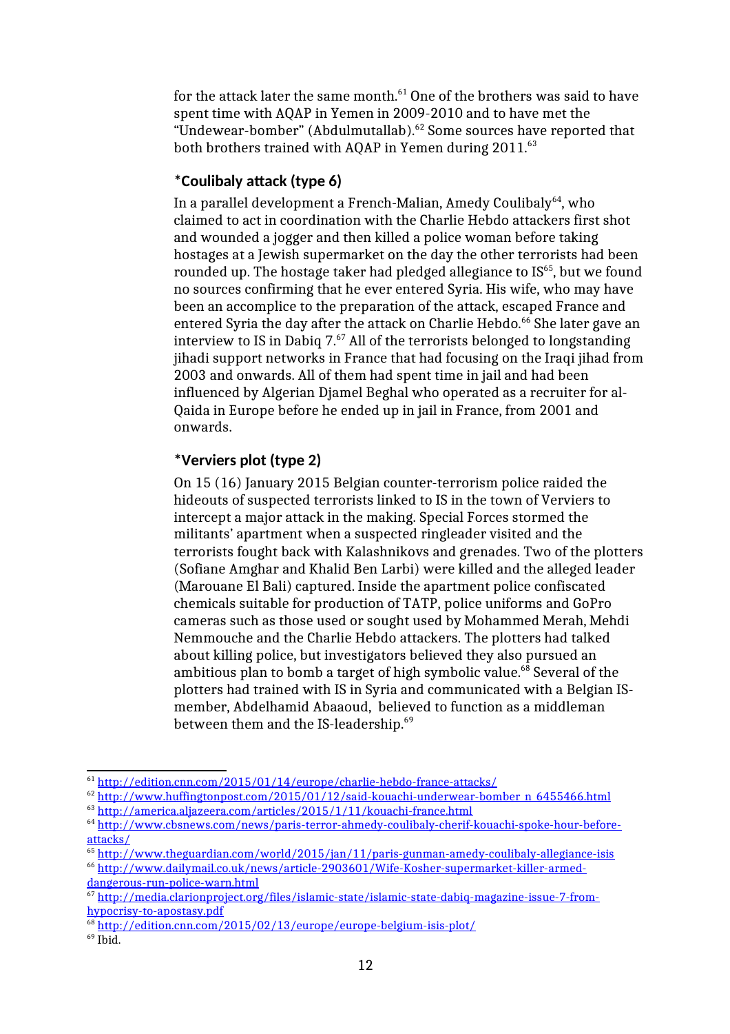for the attack later the same month.[61] One of the brothers was said to have spent time with AQAP in Yemen in 2009-2010 and to have met the "Undewear-bomber" (Abdulmutallab).[62] Some sources have reported that both brothers trained with AQAP in Yemen during 2011.[63]

### *Coulibaly attack (type 6)

In a parallel development a French-Malian, Amedy Coulibaly[64], who claimed to act in coordination with the Charlie Hebdo attackers first shot and wounded a jogger and then killed a police woman before taking hostages at a Jewish supermarket on the day the other terrorists had been rounded up. The hostage taker had pledged allegiance to IS[65], but we found no sources confirming that he ever entered Syria. His wife, who may have been an accomplice to the preparation of the attack, escaped France and entered Syria the day after the attack on Charlie Hebdo.[66] She later gave an interview to IS in Dabiq 7.[67] All of the terrorists belonged to longstanding jihadi support networks in France that had focusing on the Iraqi jihad from 2003 and onwards. All of them had spent time in jail and had been influenced by Algerian Djamel Beghal who operated as a recruiter for al-Qaida in Europe before he ended up in jail in France, from 2001 and onwards.

### *Verviers plot (type 2)

On 15 (16) January 2015 Belgian counter-terrorism police raided the hideouts of suspected terrorists linked to IS in the town of Verviers to intercept a major attack in the making. Special Forces stormed the militants' apartment when a suspected ringleader visited and the terrorists fought back with Kalashnikovs and grenades. Two of the plotters (Sofiane Amghar and Khalid Ben Larbi) were killed and the alleged leader (Marouane El Bali) captured. Inside the apartment police confiscated chemicals suitable for production of TATP, police uniforms and GoPro cameras such as those used or sought used by Mohammed Merah, Mehdi Nemmouche and the Charlie Hebdo attackers. The plotters had talked about killing police, but investigators believed they also pursued an ambitious plan to bomb a target of high symbolic value.[68] Several of the plotters had trained with IS in Syria and communicated with a Belgian IS-member, Abdelhamid Abaaoud, believed to function as a middleman between them and the IS-leadership.[69]

---

[61] http://edition.cnn.com/2015/01/14/europe/charlie-hebdo-france-attacks/
[62] http://www.huffingtonpost.com/2015/01/12/said-kouachi-underwear-bomber_n_6455466.html
[63] http://america.aljazeera.com/articles/2015/1/11/kouachi-france.html
[64] http://www.cbsnews.com/news/paris-terror-ahmedy-coulibaly-cherif-kouachi-spoke-hour-before-attacks/
[65] http://www.theguardian.com/world/2015/jan/11/paris-gunman-amedy-coulibaly-allegiance-isis
[66] http://www.dailymail.co.uk/news/article-2903601/Wife-Kosher-supermarket-killer-armed-dangerous-run-police-warn.html
[67] http://media.clarionproject.org/files/islamic-state/islamic-state-dabiq-magazine-issue-7-from-hypocrisy-to-apostasy.pdf
[68] http://edition.cnn.com/2015/02/13/europe/europe-belgium-isis-plot/
[69] Ibid.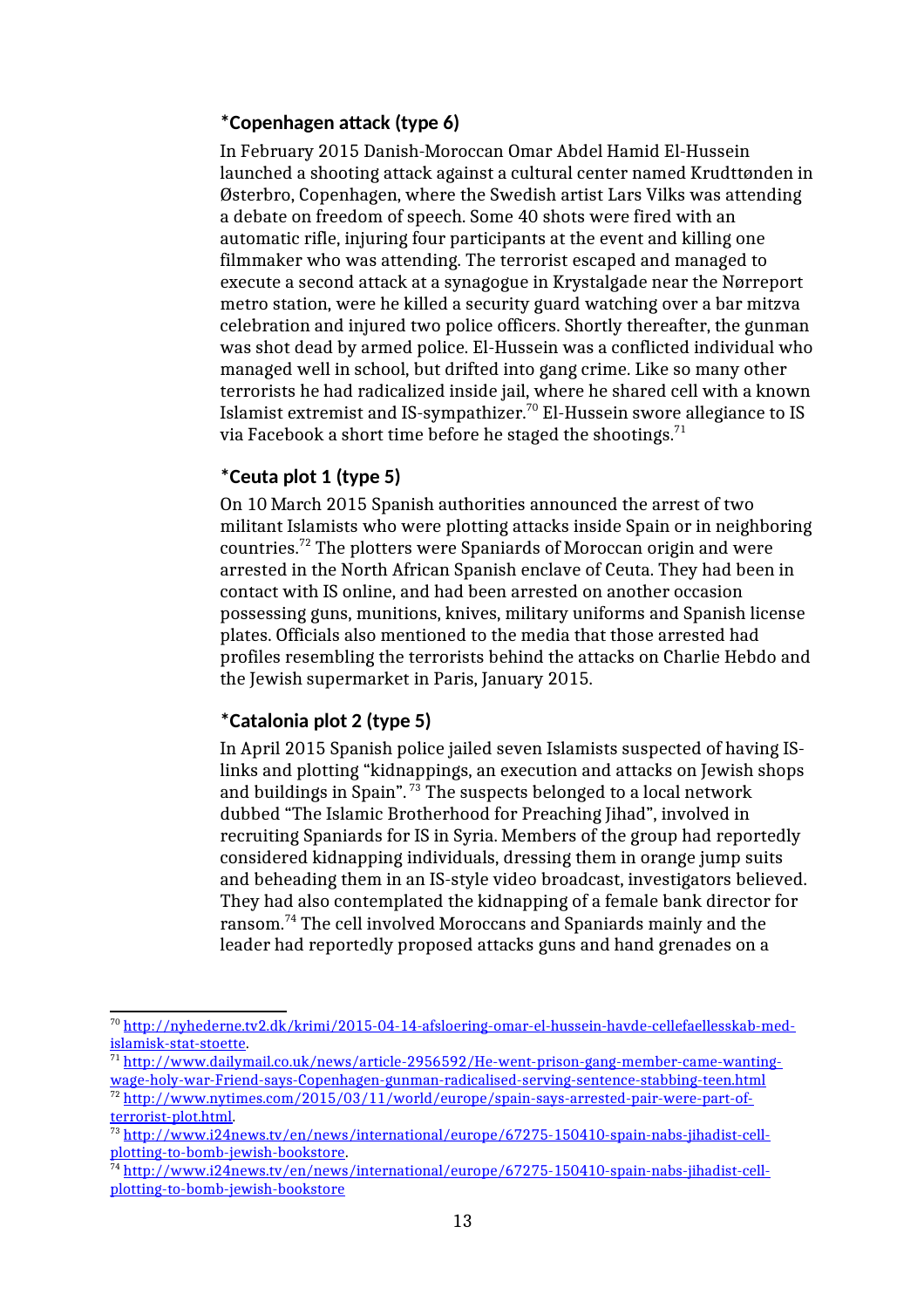### *Copenhagen attack (type 6)

In February 2015 Danish-Moroccan Omar Abdel Hamid El-Hussein launched a shooting attack against a cultural center named Krudttønden in Østerbro, Copenhagen, where the Swedish artist Lars Vilks was attending a debate on freedom of speech. Some 40 shots were fired with an automatic rifle, injuring four participants at the event and killing one filmmaker who was attending. The terrorist escaped and managed to execute a second attack at a synagogue in Krystalgade near the Nørreport metro station, were he killed a security guard watching over a bar mitzva celebration and injured two police officers. Shortly thereafter, the gunman was shot dead by armed police. El-Hussein was a conflicted individual who managed well in school, but drifted into gang crime. Like so many other terrorists he had radicalized inside jail, where he shared cell with a known Islamist extremist and IS-sympathizer.[70] El-Hussein swore allegiance to IS via Facebook a short time before he staged the shootings.[71]

### *Ceuta plot 1 (type 5)

On 10 March 2015 Spanish authorities announced the arrest of two militant Islamists who were plotting attacks inside Spain or in neighboring countries.[72] The plotters were Spaniards of Moroccan origin and were arrested in the North African Spanish enclave of Ceuta. They had been in contact with IS online, and had been arrested on another occasion possessing guns, munitions, knives, military uniforms and Spanish license plates. Officials also mentioned to the media that those arrested had profiles resembling the terrorists behind the attacks on Charlie Hebdo and the Jewish supermarket in Paris, January 2015.

### *Catalonia plot 2 (type 5)

In April 2015 Spanish police jailed seven Islamists suspected of having IS-links and plotting "kidnappings, an execution and attacks on Jewish shops and buildings in Spain". [73] The suspects belonged to a local network dubbed "The Islamic Brotherhood for Preaching Jihad", involved in recruiting Spaniards for IS in Syria. Members of the group had reportedly considered kidnapping individuals, dressing them in orange jump suits and beheading them in an IS-style video broadcast, investigators believed. They had also contemplated the kidnapping of a female bank director for ransom.[74] The cell involved Moroccans and Spaniards mainly and the leader had reportedly proposed attacks guns and hand grenades on a

---

[70] http://nyhederne.tv2.dk/krimi/2015-04-14-afsloering-omar-el-hussein-havde-cellefaellesskab-med-islamisk-stat-stoette.

[71] http://www.dailymail.co.uk/news/article-2956592/He-went-prison-gang-member-came-wanting-wage-holy-war-Friend-says-Copenhagen-gunman-radicalised-serving-sentence-stabbing-teen.html

[72] http://www.nytimes.com/2015/03/11/world/europe/spain-says-arrested-pair-were-part-of-terrorist-plot.html.

[73] http://www.i24news.tv/en/news/international/europe/67275-150410-spain-nabs-jihadist-cell-plotting-to-bomb-jewish-bookstore.

[74] http://www.i24news.tv/en/news/international/europe/67275-150410-spain-nabs-jihadist-cell-plotting-to-bomb-jewish-bookstore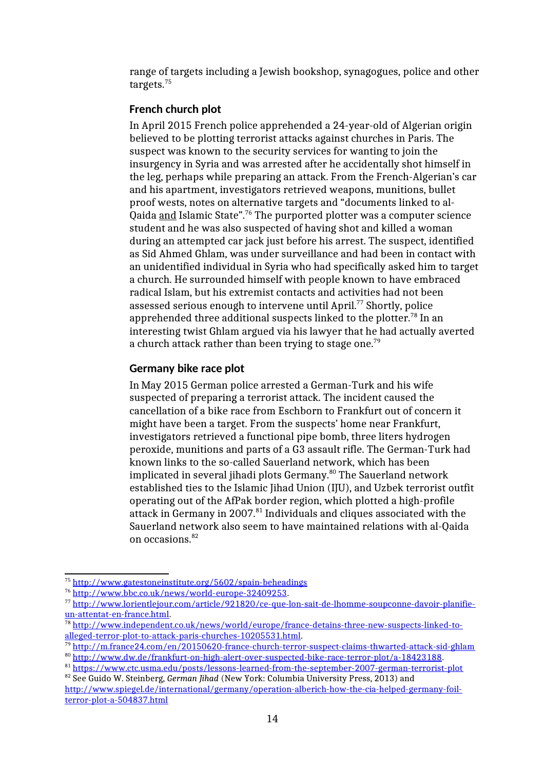range of targets including a Jewish bookshop, synagogues, police and other targets.[75]

### French church plot

In April 2015 French police apprehended a 24-year-old of Algerian origin believed to be plotting terrorist attacks against churches in Paris. The suspect was known to the security services for wanting to join the insurgency in Syria and was arrested after he accidentally shot himself in the leg, perhaps while preparing an attack. From the French-Algerian's car and his apartment, investigators retrieved weapons, munitions, bullet proof wests, notes on alternative targets and "documents linked to al-Qaida and Islamic State".[76] The purported plotter was a computer science student and he was also suspected of having shot and killed a woman during an attempted car jack just before his arrest. The suspect, identified as Sid Ahmed Ghlam, was under surveillance and had been in contact with an unidentified individual in Syria who had specifically asked him to target a church. He surrounded himself with people known to have embraced radical Islam, but his extremist contacts and activities had not been assessed serious enough to intervene until April.[77] Shortly, police apprehended three additional suspects linked to the plotter.[78] In an interesting twist Ghlam argued via his lawyer that he had actually averted a church attack rather than been trying to stage one.[79]

### Germany bike race plot

In May 2015 German police arrested a German-Turk and his wife suspected of preparing a terrorist attack. The incident caused the cancellation of a bike race from Eschborn to Frankfurt out of concern it might have been a target. From the suspects' home near Frankfurt, investigators retrieved a functional pipe bomb, three liters hydrogen peroxide, munitions and parts of a G3 assault rifle. The German-Turk had known links to the so-called Sauerland network, which has been implicated in several jihadi plots Germany.[80] The Sauerland network established ties to the Islamic Jihad Union (IJU), and Uzbek terrorist outfit operating out of the AfPak border region, which plotted a high-profile attack in Germany in 2007.[81] Individuals and cliques associated with the Sauerland network also seem to have maintained relations with al-Qaida on occasions.[82]

---

[75] http://www.gatestoneinstitute.org/5602/spain-beheadings

[76] http://www.bbc.co.uk/news/world-europe-32409253.

[77] http://www.lorientlejour.com/article/921820/ce-que-lon-sait-de-lhomme-soupconne-davoir-planifie-un-attentat-en-france.html.

[78] http://www.independent.co.uk/news/world/europe/france-detains-three-new-suspects-linked-to-alleged-terror-plot-to-attack-paris-churches-10205531.html.

[79] http://m.france24.com/en/20150620-france-church-terror-suspect-claims-thwarted-attack-sid-ghlam

[80] http://www.dw.de/frankfurt-on-high-alert-over-suspected-bike-race-terror-plot/a-18423188.

[81] https://www.ctc.usma.edu/posts/lessons-learned-from-the-september-2007-german-terrorist-plot

[82] See Guido W. Steinberg, *German Jihad* (New York: Columbia University Press, 2013) and http://www.spiegel.de/international/germany/operation-alberich-how-the-cia-helped-germany-foil-terror-plot-a-504837.html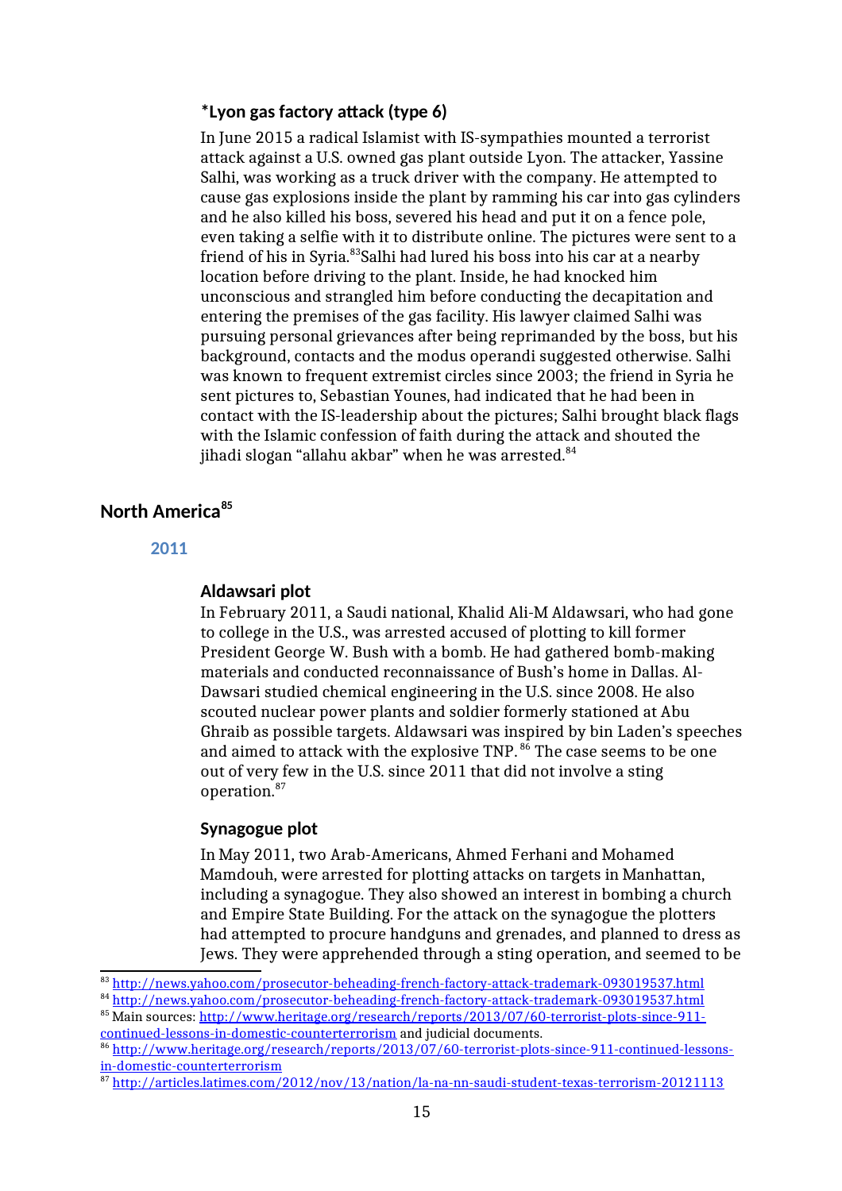### *Lyon gas factory attack (type 6)

In June 2015 a radical Islamist with IS-sympathies mounted a terrorist attack against a U.S. owned gas plant outside Lyon. The attacker, Yassine Salhi, was working as a truck driver with the company. He attempted to cause gas explosions inside the plant by ramming his car into gas cylinders and he also killed his boss, severed his head and put it on a fence pole, even taking a selfie with it to distribute online. The pictures were sent to a friend of his in Syria.[83]Salhi had lured his boss into his car at a nearby location before driving to the plant. Inside, he had knocked him unconscious and strangled him before conducting the decapitation and entering the premises of the gas facility. His lawyer claimed Salhi was pursuing personal grievances after being reprimanded by the boss, but his background, contacts and the modus operandi suggested otherwise. Salhi was known to frequent extremist circles since 2003; the friend in Syria he sent pictures to, Sebastian Younes, had indicated that he had been in contact with the IS-leadership about the pictures; Salhi brought black flags with the Islamic confession of faith during the attack and shouted the jihadi slogan "allahu akbar" when he was arrested.[84]

## North America[85]

### 2011

### Aldawsari plot

In February 2011, a Saudi national, Khalid Ali-M Aldawsari, who had gone to college in the U.S., was arrested accused of plotting to kill former President George W. Bush with a bomb. He had gathered bomb-making materials and conducted reconnaissance of Bush's home in Dallas. Al-Dawsari studied chemical engineering in the U.S. since 2008. He also scouted nuclear power plants and soldier formerly stationed at Abu Ghraib as possible targets. Aldawsari was inspired by bin Laden's speeches and aimed to attack with the explosive TNP. [86] The case seems to be one out of very few in the U.S. since 2011 that did not involve a sting operation.[87]

### Synagogue plot

In May 2011, two Arab-Americans, Ahmed Ferhani and Mohamed Mamdouh, were arrested for plotting attacks on targets in Manhattan, including a synagogue. They also showed an interest in bombing a church and Empire State Building. For the attack on the synagogue the plotters had attempted to procure handguns and grenades, and planned to dress as Jews. They were apprehended through a sting operation, and seemed to be

---

[83] http://news.yahoo.com/prosecutor-beheading-french-factory-attack-trademark-093019537.html

[84] http://news.yahoo.com/prosecutor-beheading-french-factory-attack-trademark-093019537.html

[85] Main sources: http://www.heritage.org/research/reports/2013/07/60-terrorist-plots-since-911-continued-lessons-in-domestic-counterterrorism and judicial documents.

[86] http://www.heritage.org/research/reports/2013/07/60-terrorist-plots-since-911-continued-lessons-in-domestic-counterterrorism

[87] http://articles.latimes.com/2012/nov/13/nation/la-na-nn-saudi-student-texas-terrorism-20121113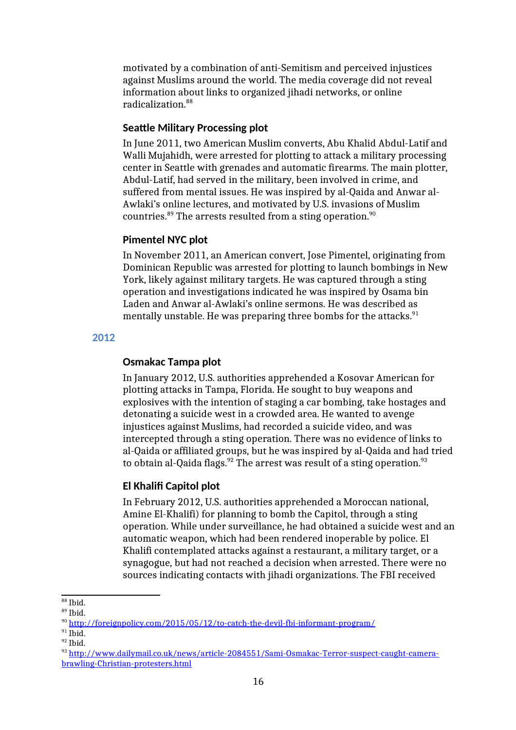motivated by a combination of anti-Semitism and perceived injustices against Muslims around the world. The media coverage did not reveal information about links to organized jihadi networks, or online radicalization.[88]

### Seattle Military Processing plot

In June 2011, two American Muslim converts, Abu Khalid Abdul-Latif and Walli Mujahidh, were arrested for plotting to attack a military processing center in Seattle with grenades and automatic firearms. The main plotter, Abdul-Latif, had served in the military, been involved in crime, and suffered from mental issues. He was inspired by al-Qaida and Anwar al-Awlaki's online lectures, and motivated by U.S. invasions of Muslim countries.[89] The arrests resulted from a sting operation.[90]

### Pimentel NYC plot

In November 2011, an American convert, Jose Pimentel, originating from Dominican Republic was arrested for plotting to launch bombings in New York, likely against military targets. He was captured through a sting operation and investigations indicated he was inspired by Osama bin Laden and Anwar al-Awlaki's online sermons. He was described as mentally unstable. He was preparing three bombs for the attacks.[91]

## 2012

### Osmakac Tampa plot

In January 2012, U.S. authorities apprehended a Kosovar American for plotting attacks in Tampa, Florida. He sought to buy weapons and explosives with the intention of staging a car bombing, take hostages and detonating a suicide west in a crowded area. He wanted to avenge injustices against Muslims, had recorded a suicide video, and was intercepted through a sting operation. There was no evidence of links to al-Qaida or affiliated groups, but he was inspired by al-Qaida and had tried to obtain al-Qaida flags.[92] The arrest was result of a sting operation.[93]

### El Khalifi Capitol plot

In February 2012, U.S. authorities apprehended a Moroccan national, Amine El-Khalifi) for planning to bomb the Capitol, through a sting operation. While under surveillance, he had obtained a suicide west and an automatic weapon, which had been rendered inoperable by police. El Khalifi contemplated attacks against a restaurant, a military target, or a synagogue, but had not reached a decision when arrested. There were no sources indicating contacts with jihadi organizations. The FBI received

---

[88] Ibid.

[89] Ibid.

[90] http://foreignpolicy.com/2015/05/12/to-catch-the-devil-fbi-informant-program/

[91] Ibid.

[92] Ibid.

[93] http://www.dailymail.co.uk/news/article-2084551/Sami-Osmakac-Terror-suspect-caught-camera-brawling-Christian-protesters.html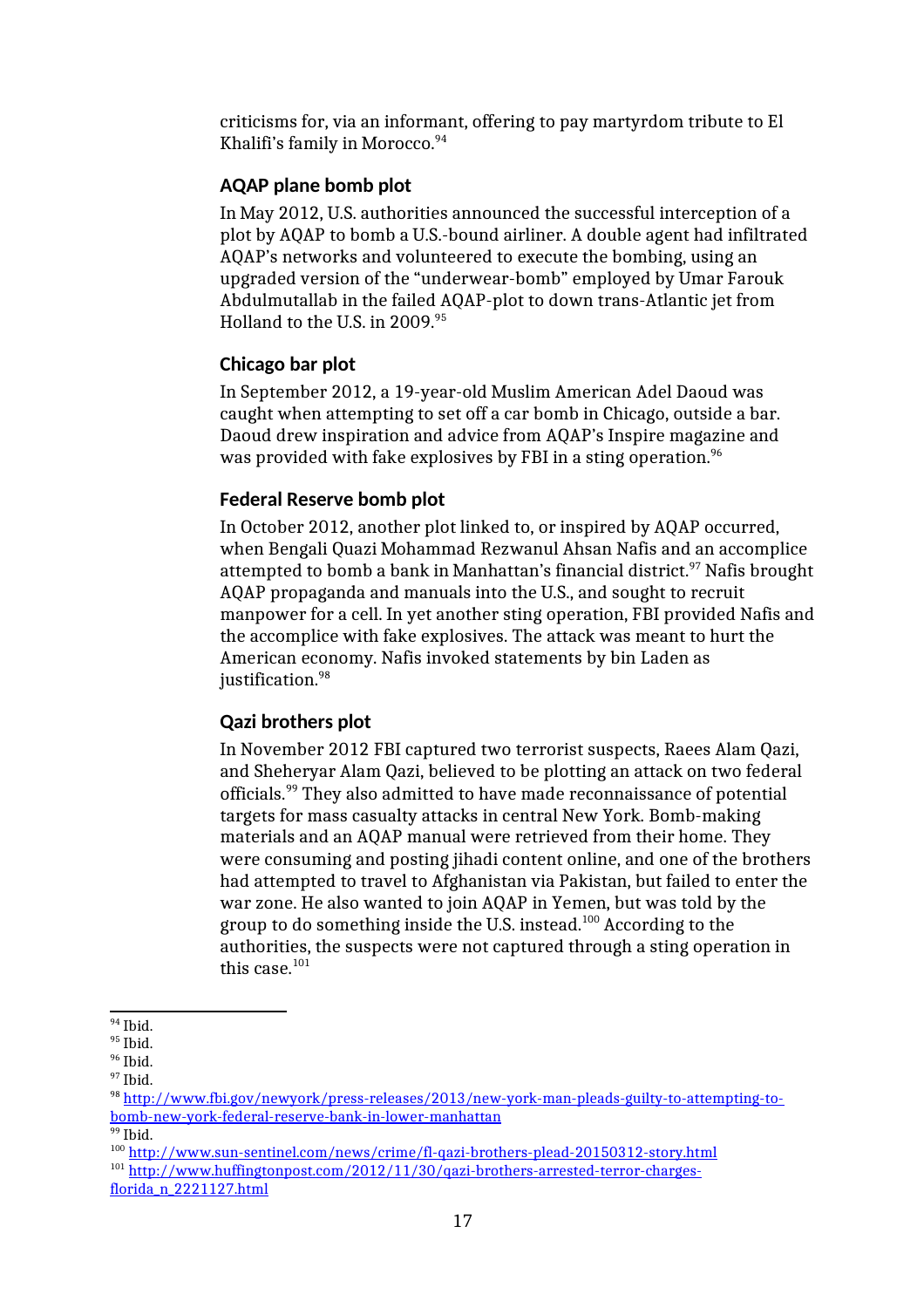criticisms for, via an informant, offering to pay martyrdom tribute to El Khalifi's family in Morocco.[94]

### AQAP plane bomb plot

In May 2012, U.S. authorities announced the successful interception of a plot by AQAP to bomb a U.S.-bound airliner. A double agent had infiltrated AQAP's networks and volunteered to execute the bombing, using an upgraded version of the "underwear-bomb" employed by Umar Farouk Abdulmutallab in the failed AQAP-plot to down trans-Atlantic jet from Holland to the U.S. in 2009.[95]

### Chicago bar plot

In September 2012, a 19-year-old Muslim American Adel Daoud was caught when attempting to set off a car bomb in Chicago, outside a bar. Daoud drew inspiration and advice from AQAP's Inspire magazine and was provided with fake explosives by FBI in a sting operation.[96]

### Federal Reserve bomb plot

In October 2012, another plot linked to, or inspired by AQAP occurred, when Bengali Quazi Mohammad Rezwanul Ahsan Nafis and an accomplice attempted to bomb a bank in Manhattan's financial district.[97] Nafis brought AQAP propaganda and manuals into the U.S., and sought to recruit manpower for a cell. In yet another sting operation, FBI provided Nafis and the accomplice with fake explosives. The attack was meant to hurt the American economy. Nafis invoked statements by bin Laden as justification.[98]

### Qazi brothers plot

In November 2012 FBI captured two terrorist suspects, Raees Alam Qazi, and Sheheryar Alam Qazi, believed to be plotting an attack on two federal officials.[99] They also admitted to have made reconnaissance of potential targets for mass casualty attacks in central New York. Bomb-making materials and an AQAP manual were retrieved from their home. They were consuming and posting jihadi content online, and one of the brothers had attempted to travel to Afghanistan via Pakistan, but failed to enter the war zone. He also wanted to join AQAP in Yemen, but was told by the group to do something inside the U.S. instead.[100] According to the authorities, the suspects were not captured through a sting operation in this case.[101]

---

[94] Ibid.
[95] Ibid.
[96] Ibid.
[97] Ibid.
[98] http://www.fbi.gov/newyork/press-releases/2013/new-york-man-pleads-guilty-to-attempting-to-bomb-new-york-federal-reserve-bank-in-lower-manhattan
[99] Ibid.
[100] http://www.sun-sentinel.com/news/crime/fl-qazi-brothers-plead-20150312-story.html
[101] http://www.huffingtonpost.com/2012/11/30/qazi-brothers-arrested-terror-charges-florida_n_2221127.html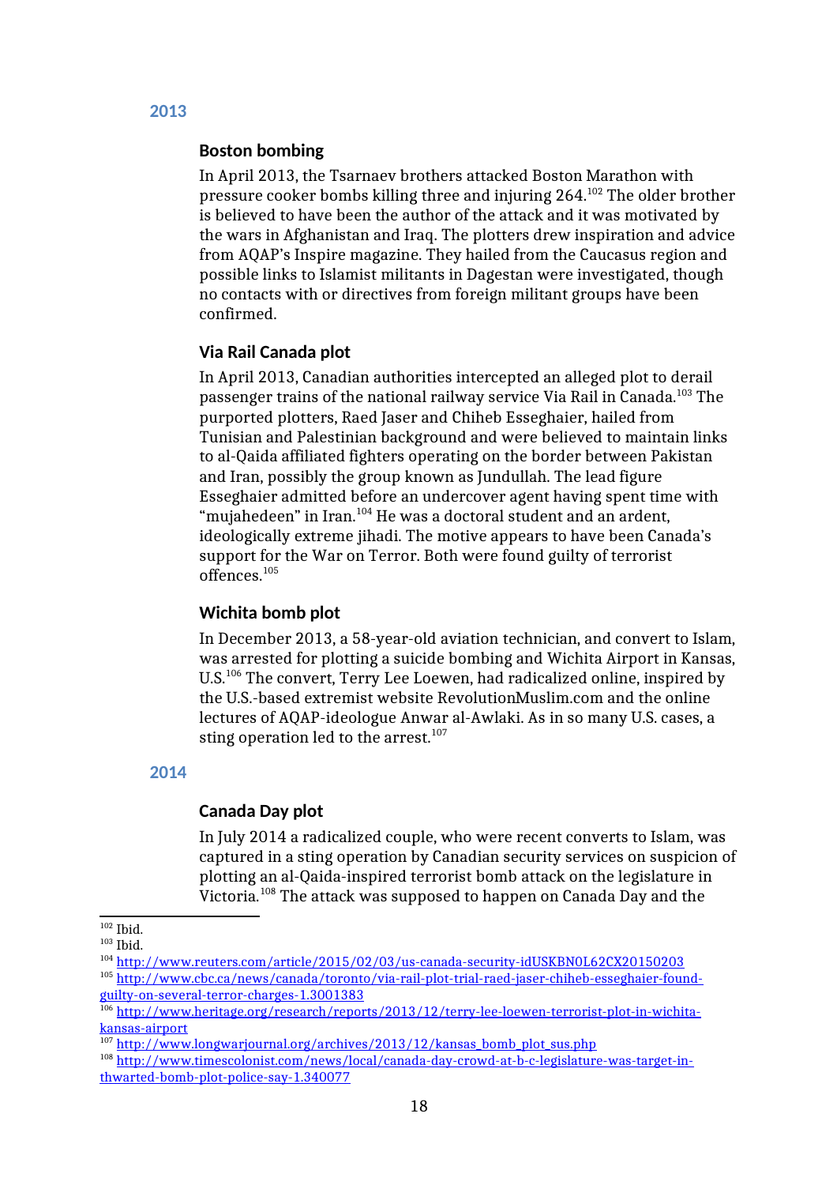## 2013

### Boston bombing

In April 2013, the Tsarnaev brothers attacked Boston Marathon with pressure cooker bombs killing three and injuring 264.[102] The older brother is believed to have been the author of the attack and it was motivated by the wars in Afghanistan and Iraq. The plotters drew inspiration and advice from AQAP's Inspire magazine. They hailed from the Caucasus region and possible links to Islamist militants in Dagestan were investigated, though no contacts with or directives from foreign militant groups have been confirmed.

### Via Rail Canada plot

In April 2013, Canadian authorities intercepted an alleged plot to derail passenger trains of the national railway service Via Rail in Canada.[103] The purported plotters, Raed Jaser and Chiheb Esseghaier, hailed from Tunisian and Palestinian background and were believed to maintain links to al-Qaida affiliated fighters operating on the border between Pakistan and Iran, possibly the group known as Jundullah. The lead figure Esseghaier admitted before an undercover agent having spent time with "mujahedeen" in Iran.[104] He was a doctoral student and an ardent, ideologically extreme jihadi. The motive appears to have been Canada's support for the War on Terror. Both were found guilty of terrorist offences.[105]

### Wichita bomb plot

In December 2013, a 58-year-old aviation technician, and convert to Islam, was arrested for plotting a suicide bombing and Wichita Airport in Kansas, U.S.[106] The convert, Terry Lee Loewen, had radicalized online, inspired by the U.S.-based extremist website RevolutionMuslim.com and the online lectures of AQAP-ideologue Anwar al-Awlaki. As in so many U.S. cases, a sting operation led to the arrest.[107]

## 2014

### Canada Day plot

In July 2014 a radicalized couple, who were recent converts to Islam, was captured in a sting operation by Canadian security services on suspicion of plotting an al-Qaida-inspired terrorist bomb attack on the legislature in Victoria.[108] The attack was supposed to happen on Canada Day and the

---

[102] Ibid.

[103] Ibid.

[104] http://www.reuters.com/article/2015/02/03/us-canada-security-idUSKBN0L62CX20150203

[105] http://www.cbc.ca/news/canada/toronto/via-rail-plot-trial-raed-jaser-chiheb-esseghaier-found-guilty-on-several-terror-charges-1.3001383

[106] http://www.heritage.org/research/reports/2013/12/terry-lee-loewen-terrorist-plot-in-wichita-kansas-airport

[107] http://www.longwarjournal.org/archives/2013/12/kansas_bomb_plot_sus.php

[108] http://www.timescolonist.com/news/local/canada-day-crowd-at-b-c-legislature-was-target-in-thwarted-bomb-plot-police-say-1.340077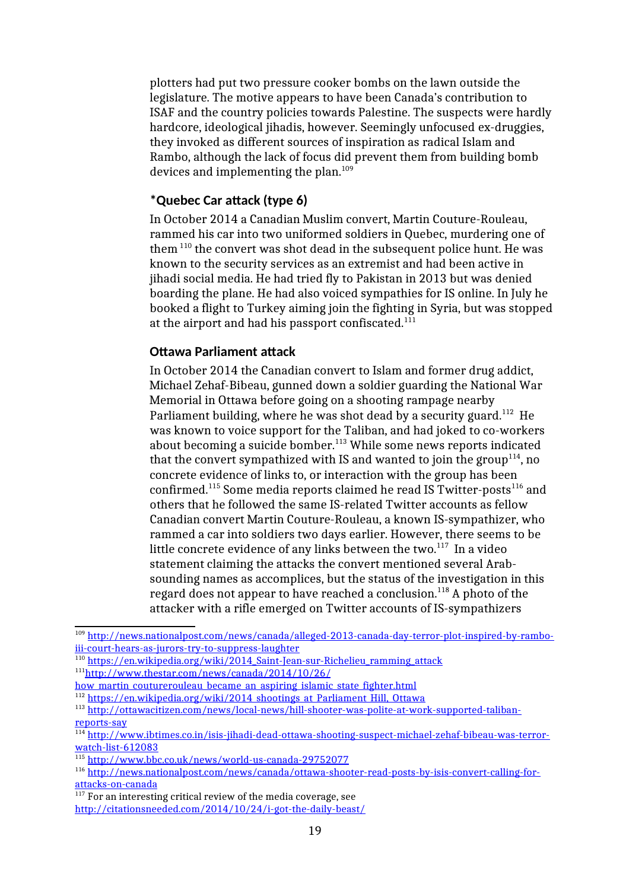plotters had put two pressure cooker bombs on the lawn outside the legislature. The motive appears to have been Canada's contribution to ISAF and the country policies towards Palestine. The suspects were hardly hardcore, ideological jihadis, however. Seemingly unfocused ex-druggies, they invoked as different sources of inspiration as radical Islam and Rambo, although the lack of focus did prevent them from building bomb devices and implementing the plan.[109]

### *Quebec Car attack (type 6)

In October 2014 a Canadian Muslim convert, Martin Couture-Rouleau, rammed his car into two uniformed soldiers in Quebec, murdering one of them [110] the convert was shot dead in the subsequent police hunt. He was known to the security services as an extremist and had been active in jihadi social media. He had tried fly to Pakistan in 2013 but was denied boarding the plane. He had also voiced sympathies for IS online. In July he booked a flight to Turkey aiming join the fighting in Syria, but was stopped at the airport and had his passport confiscated.[111]

### Ottawa Parliament attack

In October 2014 the Canadian convert to Islam and former drug addict, Michael Zehaf-Bibeau, gunned down a soldier guarding the National War Memorial in Ottawa before going on a shooting rampage nearby Parliament building, where he was shot dead by a security guard.[112] He was known to voice support for the Taliban, and had joked to co-workers about becoming a suicide bomber.[113] While some news reports indicated that the convert sympathized with IS and wanted to join the group[114], no concrete evidence of links to, or interaction with the group has been confirmed.[115] Some media reports claimed he read IS Twitter-posts[116] and others that he followed the same IS-related Twitter accounts as fellow Canadian convert Martin Couture-Rouleau, a known IS-sympathizer, who rammed a car into soldiers two days earlier. However, there seems to be little concrete evidence of any links between the two.[117] In a video statement claiming the attacks the convert mentioned several Arab-sounding names as accomplices, but the status of the investigation in this regard does not appear to have reached a conclusion.[118] A photo of the attacker with a rifle emerged on Twitter accounts of IS-sympathizers

---

[109] http://news.nationalpost.com/news/canada/alleged-2013-canada-day-terror-plot-inspired-by-rambo-iii-court-hears-as-jurors-try-to-suppress-laughter

[110] https://en.wikipedia.org/wiki/2014_Saint-Jean-sur-Richelieu_ramming_attack

[111] http://www.thestar.com/news/canada/2014/10/26/how_martin_couturerouleau_became_an_aspiring_islamic_state_fighter.html

[112] https://en.wikipedia.org/wiki/2014_shootings_at_Parliament_Hill,_Ottawa

[113] http://ottawacitizen.com/news/local-news/hill-shooter-was-polite-at-work-supported-taliban-reports-say

[114] http://www.ibtimes.co.in/isis-jihadi-dead-ottawa-shooting-suspect-michael-zehaf-bibeau-was-terror-watch-list-612083

[115] http://www.bbc.co.uk/news/world-us-canada-29752077

[116] http://news.nationalpost.com/news/canada/ottawa-shooter-read-posts-by-isis-convert-calling-for-attacks-on-canada

[117] For an interesting critical review of the media coverage, see http://citationsneeded.com/2014/10/24/i-got-the-daily-beast/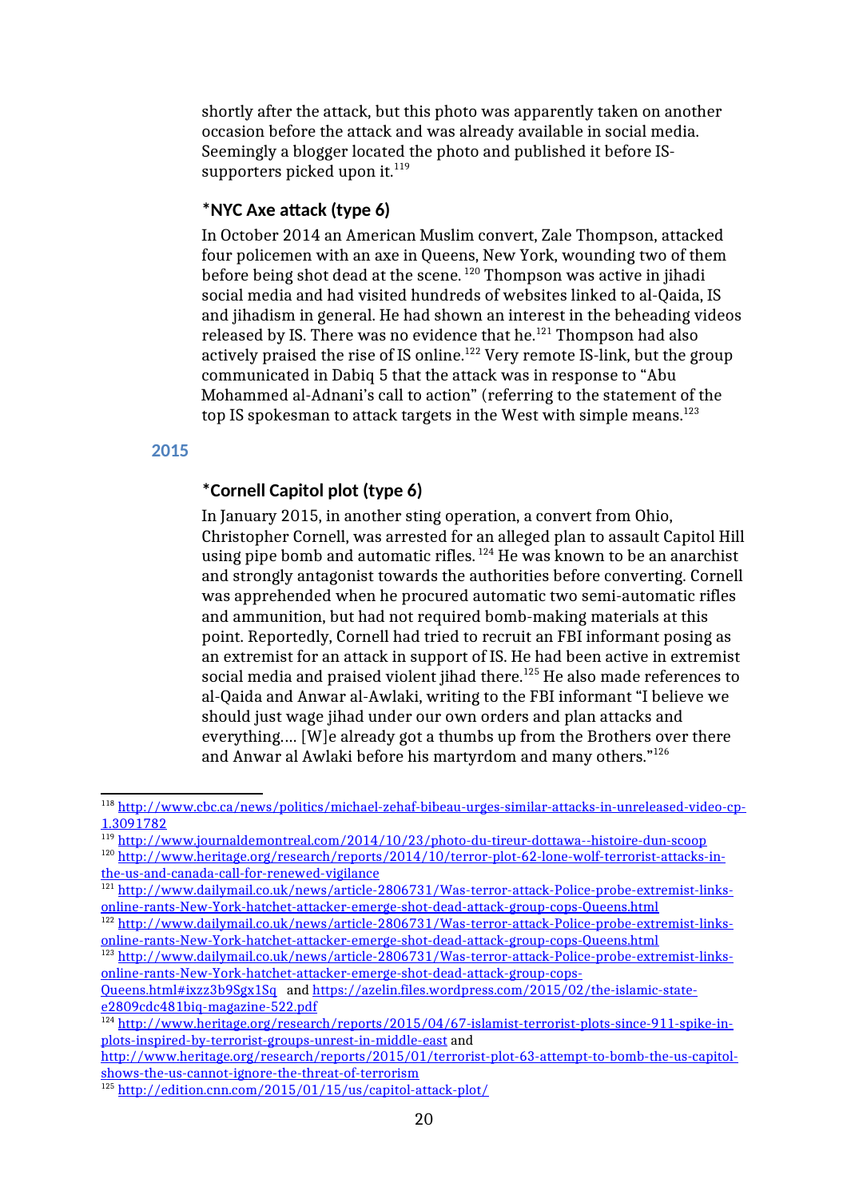shortly after the attack, but this photo was apparently taken on another occasion before the attack and was already available in social media. Seemingly a blogger located the photo and published it before IS-supporters picked upon it.[119]

### *NYC Axe attack (type 6)

In October 2014 an American Muslim convert, Zale Thompson, attacked four policemen with an axe in Queens, New York, wounding two of them before being shot dead at the scene. [120] Thompson was active in jihadi social media and had visited hundreds of websites linked to al-Qaida, IS and jihadism in general. He had shown an interest in the beheading videos released by IS. There was no evidence that he.[121] Thompson had also actively praised the rise of IS online.[122] Very remote IS-link, but the group communicated in Dabiq 5 that the attack was in response to "Abu Mohammed al-Adnani's call to action" (referring to the statement of the top IS spokesman to attack targets in the West with simple means.[123]

## 2015

### *Cornell Capitol plot (type 6)

In January 2015, in another sting operation, a convert from Ohio, Christopher Cornell, was arrested for an alleged plan to assault Capitol Hill using pipe bomb and automatic rifles. [124] He was known to be an anarchist and strongly antagonist towards the authorities before converting. Cornell was apprehended when he procured automatic two semi-automatic rifles and ammunition, but had not required bomb-making materials at this point. Reportedly, Cornell had tried to recruit an FBI informant posing as an extremist for an attack in support of IS. He had been active in extremist social media and praised violent jihad there.[125] He also made references to al-Qaida and Anwar al-Awlaki, writing to the FBI informant "I believe we should just wage jihad under our own orders and plan attacks and everything.... [W]e already got a thumbs up from the Brothers over there and Anwar al Awlaki before his martyrdom and many others."[126]

---

[118] http://www.cbc.ca/news/politics/michael-zehaf-bibeau-urges-similar-attacks-in-unreleased-video-cp-1.3091782

[119] http://www.journaldemontreal.com/2014/10/23/photo-du-tireur-dottawa--histoire-dun-scoop

[120] http://www.heritage.org/research/reports/2014/10/terror-plot-62-lone-wolf-terrorist-attacks-in-the-us-and-canada-call-for-renewed-vigilance

[121] http://www.dailymail.co.uk/news/article-2806731/Was-terror-attack-Police-probe-extremist-links-online-rants-New-York-hatchet-attacker-emerge-shot-dead-attack-group-cops-Queens.html

[122] http://www.dailymail.co.uk/news/article-2806731/Was-terror-attack-Police-probe-extremist-links-online-rants-New-York-hatchet-attacker-emerge-shot-dead-attack-group-cops-Queens.html

[123] http://www.dailymail.co.uk/news/article-2806731/Was-terror-attack-Police-probe-extremist-links-online-rants-New-York-hatchet-attacker-emerge-shot-dead-attack-group-cops-Queens.html#ixzz3b9Sgx1Sq and https://azelin.files.wordpress.com/2015/02/the-islamic-state-e2809cdc481biq-magazine-522.pdf

[124] http://www.heritage.org/research/reports/2015/04/67-islamist-terrorist-plots-since-911-spike-in-plots-inspired-by-terrorist-groups-unrest-in-middle-east and http://www.heritage.org/research/reports/2015/01/terrorist-plot-63-attempt-to-bomb-the-us-capitol-shows-the-us-cannot-ignore-the-threat-of-terrorism

[125] http://edition.cnn.com/2015/01/15/us/capitol-attack-plot/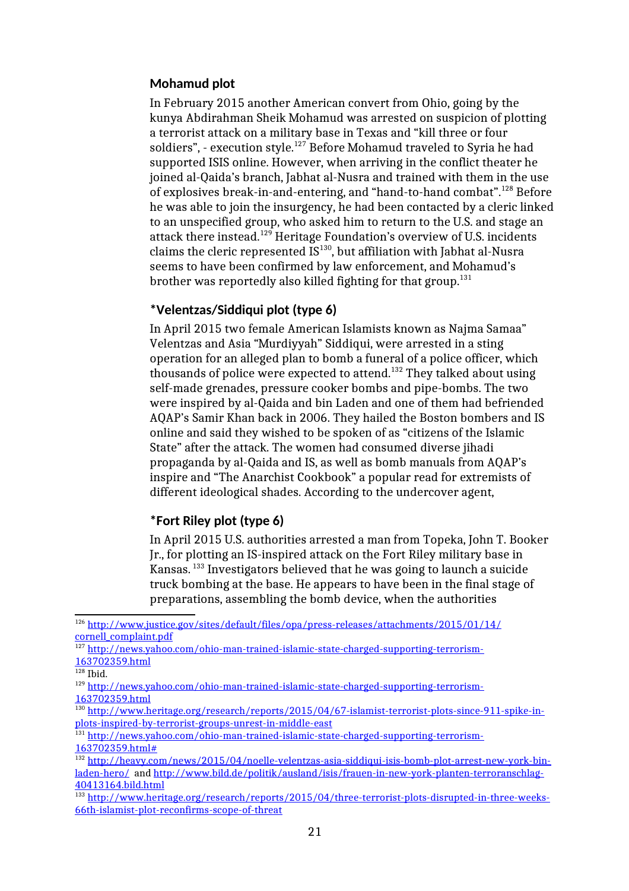### Mohamud plot

In February 2015 another American convert from Ohio, going by the kunya Abdirahman Sheik Mohamud was arrested on suspicion of plotting a terrorist attack on a military base in Texas and "kill three or four soldiers", - execution style.[127] Before Mohamud traveled to Syria he had supported ISIS online. However, when arriving in the conflict theater he joined al-Qaida's branch, Jabhat al-Nusra and trained with them in the use of explosives break-in-and-entering, and "hand-to-hand combat".[128] Before he was able to join the insurgency, he had been contacted by a cleric linked to an unspecified group, who asked him to return to the U.S. and stage an attack there instead.[129] Heritage Foundation's overview of U.S. incidents claims the cleric represented IS[130], but affiliation with Jabhat al-Nusra seems to have been confirmed by law enforcement, and Mohamud's brother was reportedly also killed fighting for that group.[131]

### *Velentzas/Siddiqui plot (type 6)

In April 2015 two female American Islamists known as Najma Samaa" Velentzas and Asia "Murdiyyah" Siddiqui, were arrested in a sting operation for an alleged plan to bomb a funeral of a police officer, which thousands of police were expected to attend.[132] They talked about using self-made grenades, pressure cooker bombs and pipe-bombs. The two were inspired by al-Qaida and bin Laden and one of them had befriended AQAP's Samir Khan back in 2006. They hailed the Boston bombers and IS online and said they wished to be spoken of as "citizens of the Islamic State" after the attack. The women had consumed diverse jihadi propaganda by al-Qaida and IS, as well as bomb manuals from AQAP's inspire and "The Anarchist Cookbook" a popular read for extremists of different ideological shades. According to the undercover agent,

### *Fort Riley plot (type 6)

In April 2015 U.S. authorities arrested a man from Topeka, John T. Booker Jr., for plotting an IS-inspired attack on the Fort Riley military base in Kansas. [133] Investigators believed that he was going to launch a suicide truck bombing at the base. He appears to have been in the final stage of preparations, assembling the bomb device, when the authorities

---

[126] http://www.justice.gov/sites/default/files/opa/press-releases/attachments/2015/01/14/cornell_complaint.pdf

[127] http://news.yahoo.com/ohio-man-trained-islamic-state-charged-supporting-terrorism-163702359.html

[128] Ibid.

[129] http://news.yahoo.com/ohio-man-trained-islamic-state-charged-supporting-terrorism-163702359.html

[130] http://www.heritage.org/research/reports/2015/04/67-islamist-terrorist-plots-since-911-spike-in-plots-inspired-by-terrorist-groups-unrest-in-middle-east

[131] http://news.yahoo.com/ohio-man-trained-islamic-state-charged-supporting-terrorism-163702359.html#

[132] http://heavy.com/news/2015/04/noelle-velentzas-asia-siddiqui-isis-bomb-plot-arrest-new-york-bin-laden-hero/ and http://www.bild.de/politik/ausland/isis/frauen-in-new-york-planten-terroranschlag-40413164.bild.html

[133] http://www.heritage.org/research/reports/2015/04/three-terrorist-plots-disrupted-in-three-weeks-66th-islamist-plot-reconfirms-scope-of-threat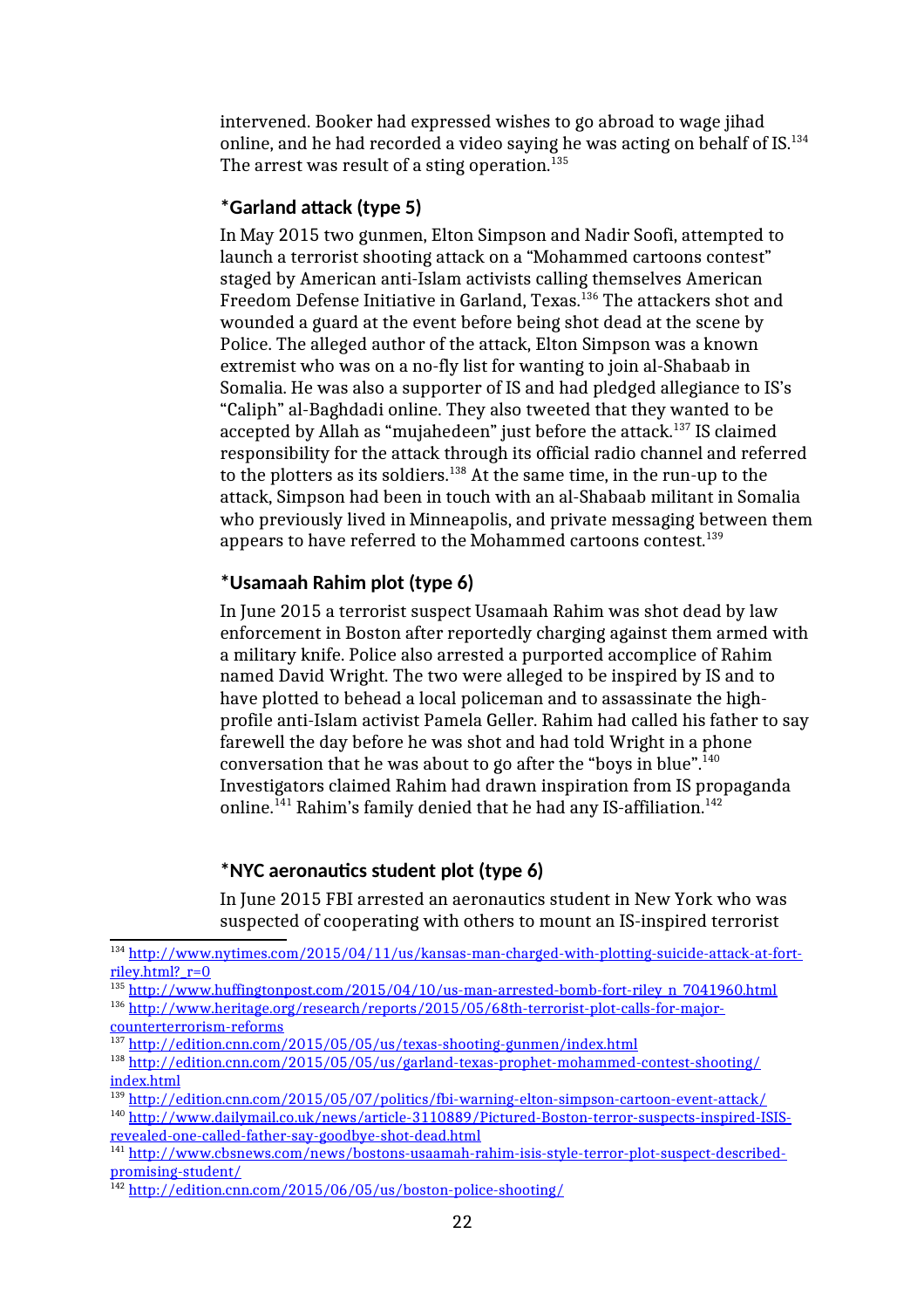intervened. Booker had expressed wishes to go abroad to wage jihad online, and he had recorded a video saying he was acting on behalf of IS.[134] The arrest was result of a sting operation.[135]

### *Garland attack (type 5)

In May 2015 two gunmen, Elton Simpson and Nadir Soofi, attempted to launch a terrorist shooting attack on a "Mohammed cartoons contest" staged by American anti-Islam activists calling themselves American Freedom Defense Initiative in Garland, Texas.[136] The attackers shot and wounded a guard at the event before being shot dead at the scene by Police. The alleged author of the attack, Elton Simpson was a known extremist who was on a no-fly list for wanting to join al-Shabaab in Somalia. He was also a supporter of IS and had pledged allegiance to IS's "Caliph" al-Baghdadi online. They also tweeted that they wanted to be accepted by Allah as "mujahedeen" just before the attack.[137] IS claimed responsibility for the attack through its official radio channel and referred to the plotters as its soldiers.[138] At the same time, in the run-up to the attack, Simpson had been in touch with an al-Shabaab militant in Somalia who previously lived in Minneapolis, and private messaging between them appears to have referred to the Mohammed cartoons contest.[139]

### *Usamaah Rahim plot (type 6)

In June 2015 a terrorist suspect Usamaah Rahim was shot dead by law enforcement in Boston after reportedly charging against them armed with a military knife. Police also arrested a purported accomplice of Rahim named David Wright. The two were alleged to be inspired by IS and to have plotted to behead a local policeman and to assassinate the high-profile anti-Islam activist Pamela Geller. Rahim had called his father to say farewell the day before he was shot and had told Wright in a phone conversation that he was about to go after the "boys in blue".[140] Investigators claimed Rahim had drawn inspiration from IS propaganda online.[141] Rahim's family denied that he had any IS-affiliation.[142]

### *NYC aeronautics student plot (type 6)

In June 2015 FBI arrested an aeronautics student in New York who was suspected of cooperating with others to mount an IS-inspired terrorist

---

[134] http://www.nytimes.com/2015/04/11/us/kansas-man-charged-with-plotting-suicide-attack-at-fort-riley.html?_r=0

[135] http://www.huffingtonpost.com/2015/04/10/us-man-arrested-bomb-fort-riley_n_7041960.html

[136] http://www.heritage.org/research/reports/2015/05/68th-terrorist-plot-calls-for-major-counterterrorism-reforms

[137] http://edition.cnn.com/2015/05/05/us/texas-shooting-gunmen/index.html

[138] http://edition.cnn.com/2015/05/05/us/garland-texas-prophet-mohammed-contest-shooting/index.html

[139] http://edition.cnn.com/2015/05/07/politics/fbi-warning-elton-simpson-cartoon-event-attack/

[140] http://www.dailymail.co.uk/news/article-3110889/Pictured-Boston-terror-suspects-inspired-ISIS-revealed-one-called-father-say-goodbye-shot-dead.html

[141] http://www.cbsnews.com/news/bostons-usaamah-rahim-isis-style-terror-plot-suspect-described-promising-student/

[142] http://edition.cnn.com/2015/06/05/us/boston-police-shooting/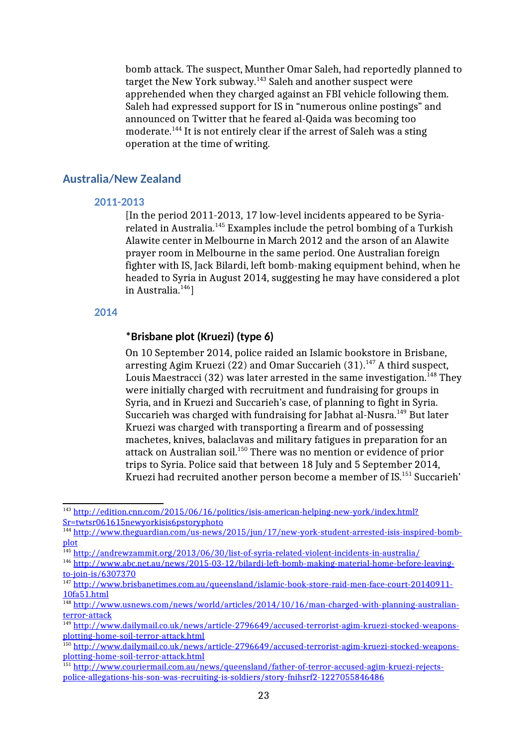bomb attack. The suspect, Munther Omar Saleh, had reportedly planned to target the New York subway.[143] Saleh and another suspect were apprehended when they charged against an FBI vehicle following them. Saleh had expressed support for IS in "numerous online postings" and announced on Twitter that he feared al-Qaida was becoming too moderate.[144] It is not entirely clear if the arrest of Saleh was a sting operation at the time of writing.

## Australia/New Zealand

### 2011-2013

[In the period 2011-2013, 17 low-level incidents appeared to be Syria-related in Australia.[145] Examples include the petrol bombing of a Turkish Alawite center in Melbourne in March 2012 and the arson of an Alawite prayer room in Melbourne in the same period. One Australian foreign fighter with IS, Jack Bilardi, left bomb-making equipment behind, when he headed to Syria in August 2014, suggesting he may have considered a plot in Australia.[146]]

### 2014

#### *Brisbane plot (Kruezi) (type 6)

On 10 September 2014, police raided an Islamic bookstore in Brisbane, arresting Agim Kruezi (22) and Omar Succarieh (31).[147] A third suspect, Louis Maestracci (32) was later arrested in the same investigation.[148] They were initially charged with recruitment and fundraising for groups in Syria, and in Kruezi and Succarieh's case, of planning to fight in Syria. Succarieh was charged with fundraising for Jabhat al-Nusra.[149] But later Kruezi was charged with transporting a firearm and of possessing machetes, knives, balaclavas and military fatigues in preparation for an attack on Australian soil.[150] There was no mention or evidence of prior trips to Syria. Police said that between 18 July and 5 September 2014, Kruezi had recruited another person become a member of IS.[151] Succarieh'

---

[143] http://edition.cnn.com/2015/06/16/politics/isis-american-helping-new-york/index.html?Sr=twtsr061615newyorkisis6pstoryphoto

[144] http://www.theguardian.com/us-news/2015/jun/17/new-york-student-arrested-isis-inspired-bomb-plot

[145] http://andrewzammit.org/2013/06/30/list-of-syria-related-violent-incidents-in-australia/

[146] http://www.abc.net.au/news/2015-03-12/bilardi-left-bomb-making-material-home-before-leaving-to-join-is/6307370

[147] http://www.brisbanetimes.com.au/queensland/islamic-book-store-raid-men-face-court-20140911-10fa51.html

[148] http://www.usnews.com/news/world/articles/2014/10/16/man-charged-with-planning-australian-terror-attack

[149] http://www.dailymail.co.uk/news/article-2796649/accused-terrorist-agim-kruezi-stocked-weapons-plotting-home-soil-terror-attack.html

[150] http://www.dailymail.co.uk/news/article-2796649/accused-terrorist-agim-kruezi-stocked-weapons-plotting-home-soil-terror-attack.html

[151] http://www.couriermail.com.au/news/queensland/father-of-terror-accused-agim-kruezi-rejects-police-allegations-his-son-was-recruiting-is-soldiers/story-fnihsrf2-1227055846486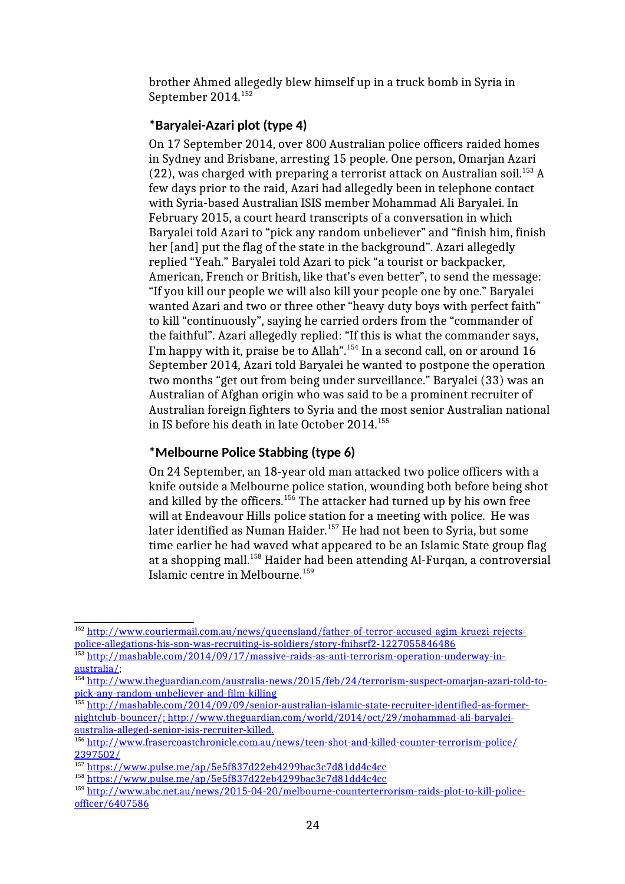brother Ahmed allegedly blew himself up in a truck bomb in Syria in September 2014.[152]

### *Baryalei-Azari plot (type 4)

On 17 September 2014, over 800 Australian police officers raided homes in Sydney and Brisbane, arresting 15 people. One person, Omarjan Azari (22), was charged with preparing a terrorist attack on Australian soil.[153] A few days prior to the raid, Azari had allegedly been in telephone contact with Syria-based Australian ISIS member Mohammad Ali Baryalei. In February 2015, a court heard transcripts of a conversation in which Baryalei told Azari to "pick any random unbeliever" and "finish him, finish her [and] put the flag of the state in the background". Azari allegedly replied "Yeah." Baryalei told Azari to pick "a tourist or backpacker, American, French or British, like that's even better", to send the message: "If you kill our people we will also kill your people one by one." Baryalei wanted Azari and two or three other "heavy duty boys with perfect faith" to kill "continuously", saying he carried orders from the "commander of the faithful". Azari allegedly replied: "If this is what the commander says, I'm happy with it, praise be to Allah".[154] In a second call, on or around 16 September 2014, Azari told Baryalei he wanted to postpone the operation two months "get out from being under surveillance." Baryalei (33) was an Australian of Afghan origin who was said to be a prominent recruiter of Australian foreign fighters to Syria and the most senior Australian national in IS before his death in late October 2014.[155]

### *Melbourne Police Stabbing (type 6)

On 24 September, an 18-year old man attacked two police officers with a knife outside a Melbourne police station, wounding both before being shot and killed by the officers.[156] The attacker had turned up by his own free will at Endeavour Hills police station for a meeting with police. He was later identified as Numan Haider.[157] He had not been to Syria, but some time earlier he had waved what appeared to be an Islamic State group flag at a shopping mall.[158] Haider had been attending Al-Furqan, a controversial Islamic centre in Melbourne.[159]

---

[152] http://www.couriermail.com.au/news/queensland/father-of-terror-accused-agim-kruezi-rejects-police-allegations-his-son-was-recruiting-is-soldiers/story-fnihsrf2-1227055846486

[153] http://mashable.com/2014/09/17/massive-raids-as-anti-terrorism-operation-underway-in-australia/;

[154] http://www.theguardian.com/australia-news/2015/feb/24/terrorism-suspect-omarjan-azari-told-to-pick-any-random-unbeliever-and-film-killing

[155] http://mashable.com/2014/09/09/senior-australian-islamic-state-recruiter-identified-as-former-nightclub-bouncer/; http://www.theguardian.com/world/2014/oct/29/mohammad-ali-baryalei-australia-alleged-senior-isis-recruiter-killed.

[156] http://www.frasercoastchronicle.com.au/news/teen-shot-and-killed-counter-terrorism-police/2397502/

[157] https://www.pulse.me/ap/5e5f837d22eb4299bac3c7d81dd4c4cc

[158] https://www.pulse.me/ap/5e5f837d22eb4299bac3c7d81dd4c4cc

[159] http://www.abc.net.au/news/2015-04-20/melbourne-counterterrorism-raids-plot-to-kill-police-officer/6407586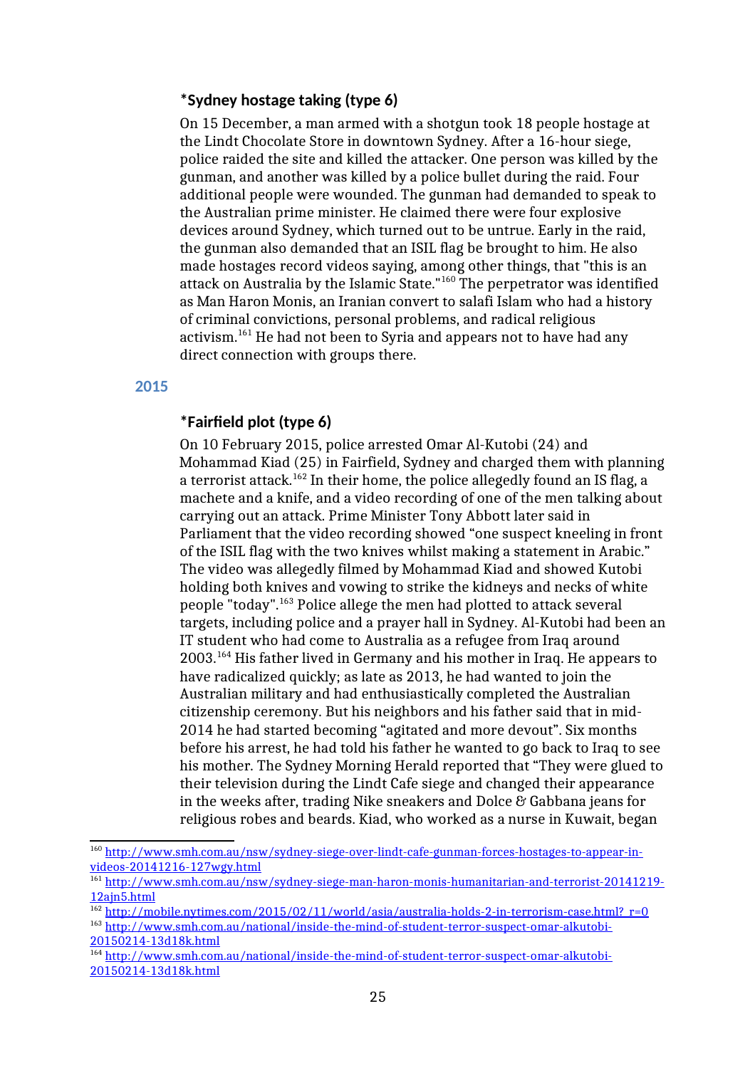### *Sydney hostage taking (type 6)

On 15 December, a man armed with a shotgun took 18 people hostage at the Lindt Chocolate Store in downtown Sydney. After a 16-hour siege, police raided the site and killed the attacker. One person was killed by the gunman, and another was killed by a police bullet during the raid. Four additional people were wounded. The gunman had demanded to speak to the Australian prime minister. He claimed there were four explosive devices around Sydney, which turned out to be untrue. Early in the raid, the gunman also demanded that an ISIL flag be brought to him. He also made hostages record videos saying, among other things, that "this is an attack on Australia by the Islamic State."[160] The perpetrator was identified as Man Haron Monis, an Iranian convert to salafi Islam who had a history of criminal convictions, personal problems, and radical religious activism.[161] He had not been to Syria and appears not to have had any direct connection with groups there.

## 2015

### *Fairfield plot (type 6)

On 10 February 2015, police arrested Omar Al-Kutobi (24) and Mohammad Kiad (25) in Fairfield, Sydney and charged them with planning a terrorist attack.[162] In their home, the police allegedly found an IS flag, a machete and a knife, and a video recording of one of the men talking about carrying out an attack. Prime Minister Tony Abbott later said in Parliament that the video recording showed "one suspect kneeling in front of the ISIL flag with the two knives whilst making a statement in Arabic." The video was allegedly filmed by Mohammad Kiad and showed Kutobi holding both knives and vowing to strike the kidneys and necks of white people "today".[163] Police allege the men had plotted to attack several targets, including police and a prayer hall in Sydney. Al-Kutobi had been an IT student who had come to Australia as a refugee from Iraq around 2003.[164] His father lived in Germany and his mother in Iraq. He appears to have radicalized quickly; as late as 2013, he had wanted to join the Australian military and had enthusiastically completed the Australian citizenship ceremony. But his neighbors and his father said that in mid-2014 he had started becoming "agitated and more devout". Six months before his arrest, he had told his father he wanted to go back to Iraq to see his mother. The Sydney Morning Herald reported that "They were glued to their television during the Lindt Cafe siege and changed their appearance in the weeks after, trading Nike sneakers and Dolce & Gabbana jeans for religious robes and beards. Kiad, who worked as a nurse in Kuwait, began

---

[160] http://www.smh.com.au/nsw/sydney-siege-over-lindt-cafe-gunman-forces-hostages-to-appear-in-videos-20141216-127wgy.html

[161] http://www.smh.com.au/nsw/sydney-siege-man-haron-monis-humanitarian-and-terrorist-20141219-12ajn5.html

[162] http://mobile.nytimes.com/2015/02/11/world/asia/australia-holds-2-in-terrorism-case.html?_r=0

[163] http://www.smh.com.au/national/inside-the-mind-of-student-terror-suspect-omar-alkutobi-20150214-13d18k.html

[164] http://www.smh.com.au/national/inside-the-mind-of-student-terror-suspect-omar-alkutobi-20150214-13d18k.html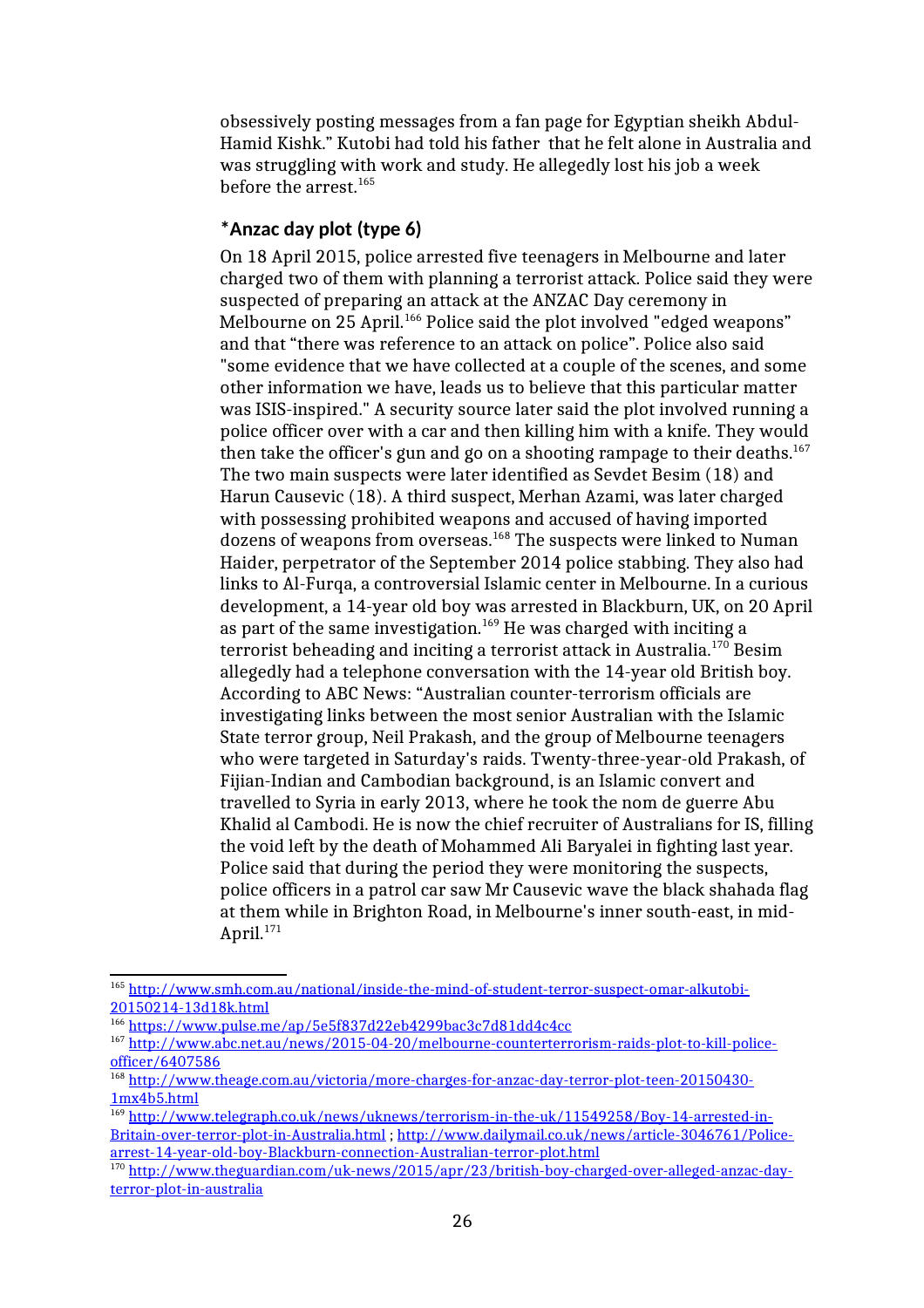obsessively posting messages from a fan page for Egyptian sheikh Abdul-Hamid Kishk." Kutobi had told his father  that he felt alone in Australia and was struggling with work and study. He allegedly lost his job a week before the arrest.[165]

### *Anzac day plot (type 6)

On 18 April 2015, police arrested five teenagers in Melbourne and later charged two of them with planning a terrorist attack. Police said they were suspected of preparing an attack at the ANZAC Day ceremony in Melbourne on 25 April.[166] Police said the plot involved "edged weapons" and that "there was reference to an attack on police". Police also said "some evidence that we have collected at a couple of the scenes, and some other information we have, leads us to believe that this particular matter was ISIS-inspired." A security source later said the plot involved running a police officer over with a car and then killing him with a knife. They would then take the officer's gun and go on a shooting rampage to their deaths.[167] The two main suspects were later identified as Sevdet Besim (18) and Harun Causevic (18). A third suspect, Merhan Azami, was later charged with possessing prohibited weapons and accused of having imported dozens of weapons from overseas.[168] The suspects were linked to Numan Haider, perpetrator of the September 2014 police stabbing. They also had links to Al-Furqa, a controversial Islamic center in Melbourne. In a curious development, a 14-year old boy was arrested in Blackburn, UK, on 20 April as part of the same investigation.[169] He was charged with inciting a terrorist beheading and inciting a terrorist attack in Australia.[170] Besim allegedly had a telephone conversation with the 14-year old British boy. According to ABC News: "Australian counter-terrorism officials are investigating links between the most senior Australian with the Islamic State terror group, Neil Prakash, and the group of Melbourne teenagers who were targeted in Saturday's raids. Twenty-three-year-old Prakash, of Fijian-Indian and Cambodian background, is an Islamic convert and travelled to Syria in early 2013, where he took the nom de guerre Abu Khalid al Cambodi. He is now the chief recruiter of Australians for IS, filling the void left by the death of Mohammed Ali Baryalei in fighting last year. Police said that during the period they were monitoring the suspects, police officers in a patrol car saw Mr Causevic wave the black shahada flag at them while in Brighton Road, in Melbourne's inner south-east, in mid-April.[171]

---

[165] http://www.smh.com.au/national/inside-the-mind-of-student-terror-suspect-omar-alkutobi-20150214-13d18k.html

[166] https://www.pulse.me/ap/5e5f837d22eb4299bac3c7d81dd4c4cc

[167] http://www.abc.net.au/news/2015-04-20/melbourne-counterterrorism-raids-plot-to-kill-police-officer/6407586

[168] http://www.theage.com.au/victoria/more-charges-for-anzac-day-terror-plot-teen-20150430-1mx4b5.html

[169] http://www.telegraph.co.uk/news/uknews/terrorism-in-the-uk/11549258/Boy-14-arrested-in-Britain-over-terror-plot-in-Australia.html ; http://www.dailymail.co.uk/news/article-3046761/Police-arrest-14-year-old-boy-Blackburn-connection-Australian-terror-plot.html

[170] http://www.theguardian.com/uk-news/2015/apr/23/british-boy-charged-over-alleged-anzac-day-terror-plot-in-australia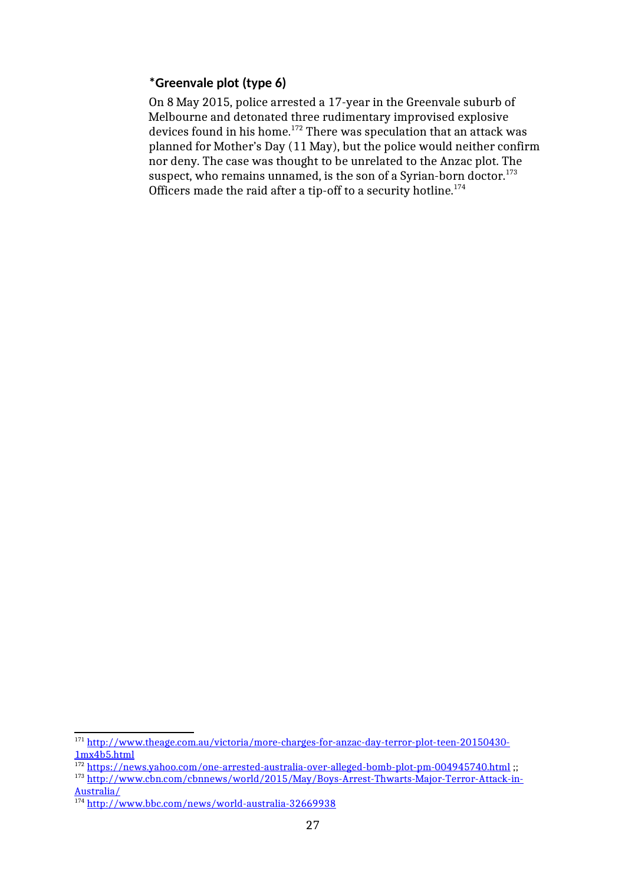### *Greenvale plot (type 6)

On 8 May 2015, police arrested a 17-year in the Greenvale suburb of Melbourne and detonated three rudimentary improvised explosive devices found in his home.[172] There was speculation that an attack was planned for Mother's Day (11 May), but the police would neither confirm nor deny. The case was thought to be unrelated to the Anzac plot. The suspect, who remains unnamed, is the son of a Syrian-born doctor.[173] Officers made the raid after a tip-off to a security hotline.[174]

---

[171] http://www.theage.com.au/victoria/more-charges-for-anzac-day-terror-plot-teen-20150430-1mx4b5.html

[172] https://news.yahoo.com/one-arrested-australia-over-alleged-bomb-plot-pm-004945740.html ;;

[173] http://www.cbn.com/cbnnews/world/2015/May/Boys-Arrest-Thwarts-Major-Terror-Attack-in-Australia/

[174] http://www.bbc.com/news/world-australia-32669938